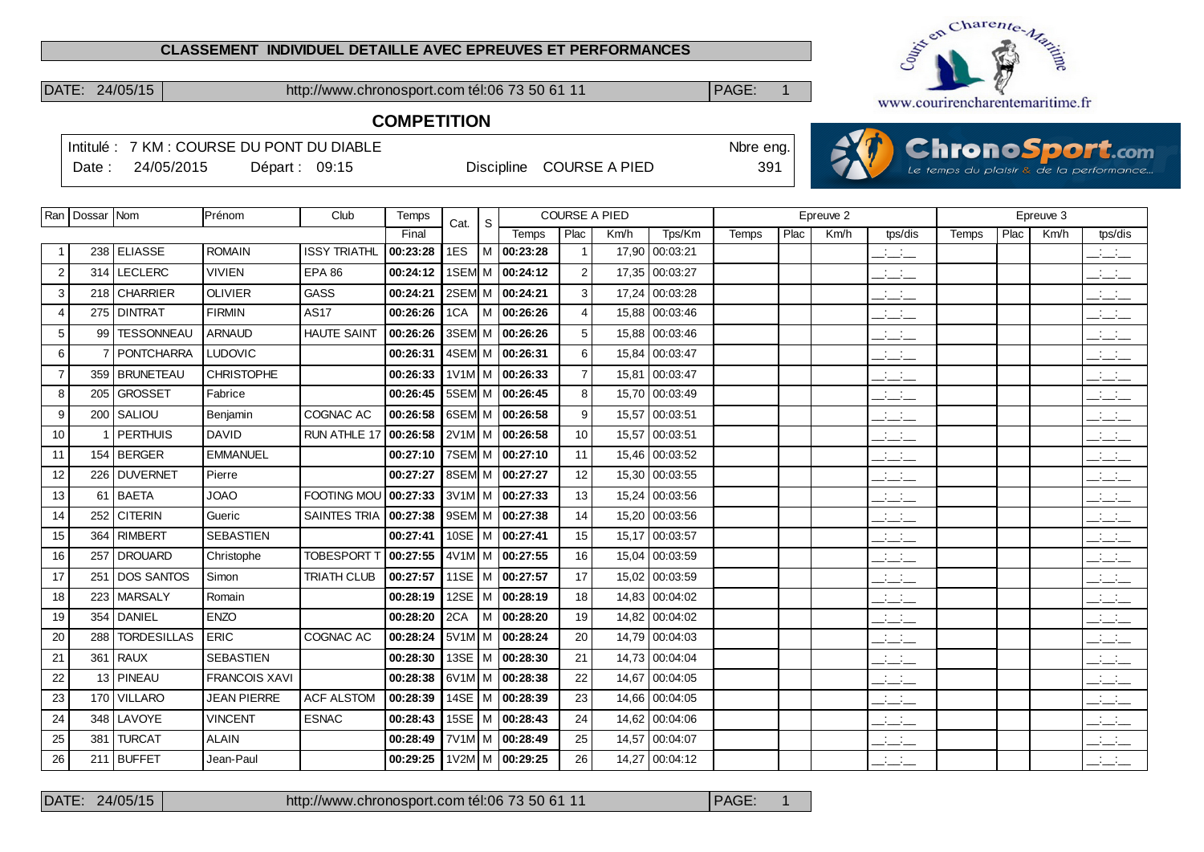**CLASSEMENT INDIVIDUEL DETAILLE AVEC EPREUVES ET PERFORMANCES**

DATE: 24/05/15 http://www.chronosport.com tél:06 73 50 61 11

www.courirencharentemaritime.fr

## COMPETITION

Intitulé : 7 KM : COURSE DU PONT DU DIABLE — Nbre eng. 391

Date : 24/05/2015 Départ : 09:15 Discipline COURSE A PIED

| Ran | Dossar | Nom | Prénom | Club | Temps | Cat. | S | COURSE A PIED | | | | Epreuve 2 | | | | Epreuve 3 | | | |
|---|---|---|---|---|---|---|---|---|---|---|---|---|---|---|---|---|---|---|---|
| | | | | | Final | | | Temps | Plac | Km/h | Tps/Km | Temps | Plac | Km/h | tps/dis | Temps | Plac | Km/h | tps/dis |
| 1 | 238 | ELIASSE | ROMAIN | ISSY TRIATHL | **00:23:28** | 1ES | M | **00:23:28** | 1 | 17,90 | 00:03:21 | | | | __:__:__ | | | | __:__:__ |
| 2 | 314 | LECLERC | VIVIEN | EPA 86 | **00:24:12** | 1SEM | M | **00:24:12** | 2 | 17,35 | 00:03:27 | | | | __:__:__ | | | | __:__:__ |
| 3 | 218 | CHARRIER | OLIVIER | GASS | **00:24:21** | 2SEM | M | **00:24:21** | 3 | 17,24 | 00:03:28 | | | | __:__:__ | | | | __:__:__ |
| 4 | 275 | DINTRAT | FIRMIN | AS17 | **00:26:26** | 1CA | M | **00:26:26** | 4 | 15,88 | 00:03:46 | | | | __:__:__ | | | | __:__:__ |
| 5 | 99 | TESSONNEAU | ARNAUD | HAUTE SAINT | **00:26:26** | 3SEM | M | **00:26:26** | 5 | 15,88 | 00:03:46 | | | | __:__:__ | | | | __:__:__ |
| 6 | 7 | PONTCHARRA | LUDOVIC | | **00:26:31** | 4SEM | M | **00:26:31** | 6 | 15,84 | 00:03:47 | | | | __:__:__ | | | | __:__:__ |
| 7 | 359 | BRUNETEAU | CHRISTOPHE | | **00:26:33** | 1V1M | M | **00:26:33** | 7 | 15,81 | 00:03:47 | | | | __:__:__ | | | | __:__:__ |
| 8 | 205 | GROSSET | Fabrice | | **00:26:45** | 5SEM | M | **00:26:45** | 8 | 15,70 | 00:03:49 | | | | __:__:__ | | | | __:__:__ |
| 9 | 200 | SALIOU | Benjamin | COGNAC AC | **00:26:58** | 6SEM | M | **00:26:58** | 9 | 15,57 | 00:03:51 | | | | __:__:__ | | | | __:__:__ |
| 10 | 1 | PERTHUIS | DAVID | RUN ATHLE 17 | **00:26:58** | 2V1M | M | **00:26:58** | 10 | 15,57 | 00:03:51 | | | | __:__:__ | | | | __:__:__ |
| 11 | 154 | BERGER | EMMANUEL | | **00:27:10** | 7SEM | M | **00:27:10** | 11 | 15,46 | 00:03:52 | | | | __:__:__ | | | | __:__:__ |
| 12 | 226 | DUVERNET | Pierre | | **00:27:27** | 8SEM | M | **00:27:27** | 12 | 15,30 | 00:03:55 | | | | __:__:__ | | | | __:__:__ |
| 13 | 61 | BAETA | JOAO | FOOTING MOU | **00:27:33** | 3V1M | M | **00:27:33** | 13 | 15,24 | 00:03:56 | | | | __:__:__ | | | | __:__:__ |
| 14 | 252 | CITERIN | Gueric | SAINTES TRIA | **00:27:38** | 9SEM | M | **00:27:38** | 14 | 15,20 | 00:03:56 | | | | __:__:__ | | | | __:__:__ |
| 15 | 364 | RIMBERT | SEBASTIEN | | **00:27:41** | 10SE | M | **00:27:41** | 15 | 15,17 | 00:03:57 | | | | __:__:__ | | | | __:__:__ |
| 16 | 257 | DROUARD | Christophe | TOBESPORT T | **00:27:55** | 4V1M | M | **00:27:55** | 16 | 15,04 | 00:03:59 | | | | __:__:__ | | | | __:__:__ |
| 17 | 251 | DOS SANTOS | Simon | TRIATH CLUB | **00:27:57** | 11SE | M | **00:27:57** | 17 | 15,02 | 00:03:59 | | | | __:__:__ | | | | __:__:__ |
| 18 | 223 | MARSALY | Romain | | **00:28:19** | 12SE | M | **00:28:19** | 18 | 14,83 | 00:04:02 | | | | __:__:__ | | | | __:__:__ |
| 19 | 354 | DANIEL | ENZO | | **00:28:20** | 2CA | M | **00:28:20** | 19 | 14,82 | 00:04:02 | | | | __:__:__ | | | | __:__:__ |
| 20 | 288 | TORDESILLAS | ERIC | COGNAC AC | **00:28:24** | 5V1M | M | **00:28:24** | 20 | 14,79 | 00:04:03 | | | | __:__:__ | | | | __:__:__ |
| 21 | 361 | RAUX | SEBASTIEN | | **00:28:30** | 13SE | M | **00:28:30** | 21 | 14,73 | 00:04:04 | | | | __:__:__ | | | | __:__:__ |
| 22 | 13 | PINEAU | FRANCOIS XAVI | | **00:28:38** | 6V1M | M | **00:28:38** | 22 | 14,67 | 00:04:05 | | | | __:__:__ | | | | __:__:__ |
| 23 | 170 | VILLARO | JEAN PIERRE | ACF ALSTOM | **00:28:39** | 14SE | M | **00:28:39** | 23 | 14,66 | 00:04:05 | | | | __:__:__ | | | | __:__:__ |
| 24 | 348 | LAVOYE | VINCENT | ESNAC | **00:28:43** | 15SE | M | **00:28:43** | 24 | 14,62 | 00:04:06 | | | | __:__:__ | | | | __:__:__ |
| 25 | 381 | TURCAT | ALAIN | | **00:28:49** | 7V1M | M | **00:28:49** | 25 | 14,57 | 00:04:07 | | | | __:__:__ | | | | __:__:__ |
| 26 | 211 | BUFFET | Jean-Paul | | **00:29:25** | 1V2M | M | **00:29:25** | 26 | 14,27 | 00:04:12 | | | | __:__:__ | | | | __:__:__ |

DATE: 24/05/15 http://www.chronosport.com tél:06 73 50 61 11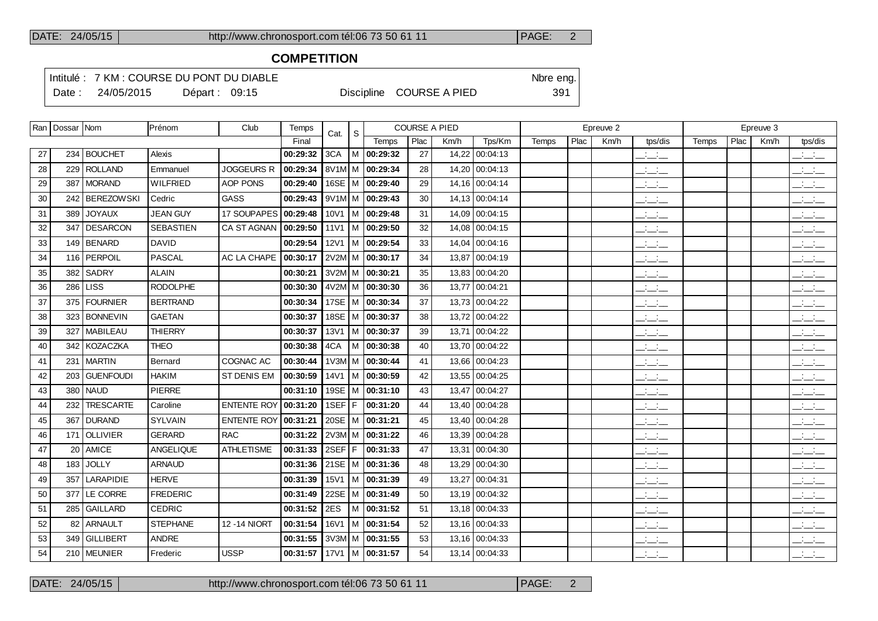## COMPETITION

Intitulé : 7 KM : COURSE DU PONT DU DIABLE — Nbre eng. 391

Date : 24/05/2015 — Départ : 09:15 — Discipline COURSE A PIED

| Ran | Dossar | Nom | Prénom | Club | Temps | Cat. | S | COURSE A PIED | | | | Epreuve 2 | | | | Epreuve 3 | | | |
|---|---|---|---|---|---|---|---|---|---|---|---|---|---|---|---|---|---|---|---|
| | | | | | Final | | | Temps | Plac | Km/h | Tps/Km | Temps | Plac | Km/h | tps/dis | Temps | Plac | Km/h | tps/dis |
| 27 | 234 | BOUCHET | Alexis | | **00:29:32** | 3CA | M | **00:29:32** | 27 | 14,22 | 00:04:13 | | | | __:__:__ | | | | __:__:__ |
| 28 | 229 | ROLLAND | Emmanuel | JOGGEURS R | **00:29:34** | 8V1M | M | **00:29:34** | 28 | 14,20 | 00:04:13 | | | | __:__:__ | | | | __:__:__ |
| 29 | 387 | MORAND | WILFRIED | AOP PONS | **00:29:40** | 16SE | M | **00:29:40** | 29 | 14,16 | 00:04:14 | | | | __:__:__ | | | | __:__:__ |
| 30 | 242 | BEREZOWSKI | Cedric | GASS | **00:29:43** | 9V1M | M | **00:29:43** | 30 | 14,13 | 00:04:14 | | | | __:__:__ | | | | __:__:__ |
| 31 | 389 | JOYAUX | JEAN GUY | 17 SOUPAPES | **00:29:48** | 10V1 | M | **00:29:48** | 31 | 14,09 | 00:04:15 | | | | __:__:__ | | | | __:__:__ |
| 32 | 347 | DESARCON | SEBASTIEN | CA ST AGNAN | **00:29:50** | 11V1 | M | **00:29:50** | 32 | 14,08 | 00:04:15 | | | | __:__:__ | | | | __:__:__ |
| 33 | 149 | BENARD | DAVID | | **00:29:54** | 12V1 | M | **00:29:54** | 33 | 14,04 | 00:04:16 | | | | __:__:__ | | | | __:__:__ |
| 34 | 116 | PERPOIL | PASCAL | AC LA CHAPE | **00:30:17** | 2V2M | M | **00:30:17** | 34 | 13,87 | 00:04:19 | | | | __:__:__ | | | | __:__:__ |
| 35 | 382 | SADRY | ALAIN | | **00:30:21** | 3V2M | M | **00:30:21** | 35 | 13,83 | 00:04:20 | | | | __:__:__ | | | | __:__:__ |
| 36 | 286 | LISS | RODOLPHE | | **00:30:30** | 4V2M | M | **00:30:30** | 36 | 13,77 | 00:04:21 | | | | __:__:__ | | | | __:__:__ |
| 37 | 375 | FOURNIER | BERTRAND | | **00:30:34** | 17SE | M | **00:30:34** | 37 | 13,73 | 00:04:22 | | | | __:__:__ | | | | __:__:__ |
| 38 | 323 | BONNEVIN | GAETAN | | **00:30:37** | 18SE | M | **00:30:37** | 38 | 13,72 | 00:04:22 | | | | __:__:__ | | | | __:__:__ |
| 39 | 327 | MABILEAU | THIERRY | | **00:30:37** | 13V1 | M | **00:30:37** | 39 | 13,71 | 00:04:22 | | | | __:__:__ | | | | __:__:__ |
| 40 | 342 | KOZACZKA | THEO | | **00:30:38** | 4CA | M | **00:30:38** | 40 | 13,70 | 00:04:22 | | | | __:__:__ | | | | __:__:__ |
| 41 | 231 | MARTIN | Bernard | COGNAC AC | **00:30:44** | 1V3M | M | **00:30:44** | 41 | 13,66 | 00:04:23 | | | | __:__:__ | | | | __:__:__ |
| 42 | 203 | GUENFOUDI | HAKIM | ST DENIS EM | **00:30:59** | 14V1 | M | **00:30:59** | 42 | 13,55 | 00:04:25 | | | | __:__:__ | | | | __:__:__ |
| 43 | 380 | NAUD | PIERRE | | **00:31:10** | 19SE | M | **00:31:10** | 43 | 13,47 | 00:04:27 | | | | __:__:__ | | | | __:__:__ |
| 44 | 232 | TRESCARTE | Caroline | ENTENTE ROY | **00:31:20** | 1SEF | F | **00:31:20** | 44 | 13,40 | 00:04:28 | | | | __:__:__ | | | | __:__:__ |
| 45 | 367 | DURAND | SYLVAIN | ENTENTE ROY | **00:31:21** | 20SE | M | **00:31:21** | 45 | 13,40 | 00:04:28 | | | | __:__:__ | | | | __:__:__ |
| 46 | 171 | OLLIVIER | GERARD | RAC | **00:31:22** | 2V3M | M | **00:31:22** | 46 | 13,39 | 00:04:28 | | | | __:__:__ | | | | __:__:__ |
| 47 | 20 | AMICE | ANGELIQUE | ATHLETISME | **00:31:33** | 2SEF | F | **00:31:33** | 47 | 13,31 | 00:04:30 | | | | __:__:__ | | | | __:__:__ |
| 48 | 183 | JOLLY | ARNAUD | | **00:31:36** | 21SE | M | **00:31:36** | 48 | 13,29 | 00:04:30 | | | | __:__:__ | | | | __:__:__ |
| 49 | 357 | LARAPIDIE | HERVE | | **00:31:39** | 15V1 | M | **00:31:39** | 49 | 13,27 | 00:04:31 | | | | __:__:__ | | | | __:__:__ |
| 50 | 377 | LE CORRE | FREDERIC | | **00:31:49** | 22SE | M | **00:31:49** | 50 | 13,19 | 00:04:32 | | | | __:__:__ | | | | __:__:__ |
| 51 | 285 | GAILLARD | CEDRIC | | **00:31:52** | 2ES | M | **00:31:52** | 51 | 13,18 | 00:04:33 | | | | __:__:__ | | | | __:__:__ |
| 52 | 82 | ARNAULT | STEPHANE | 12 -14 NIORT | **00:31:54** | 16V1 | M | **00:31:54** | 52 | 13,16 | 00:04:33 | | | | __:__:__ | | | | __:__:__ |
| 53 | 349 | GILLIBERT | ANDRE | | **00:31:55** | 3V3M | M | **00:31:55** | 53 | 13,16 | 00:04:33 | | | | __:__:__ | | | | __:__:__ |
| 54 | 210 | MEUNIER | Frederic | USSP | **00:31:57** | 17V1 | M | **00:31:57** | 54 | 13,14 | 00:04:33 | | | | __:__:__ | | | | __:__:__ |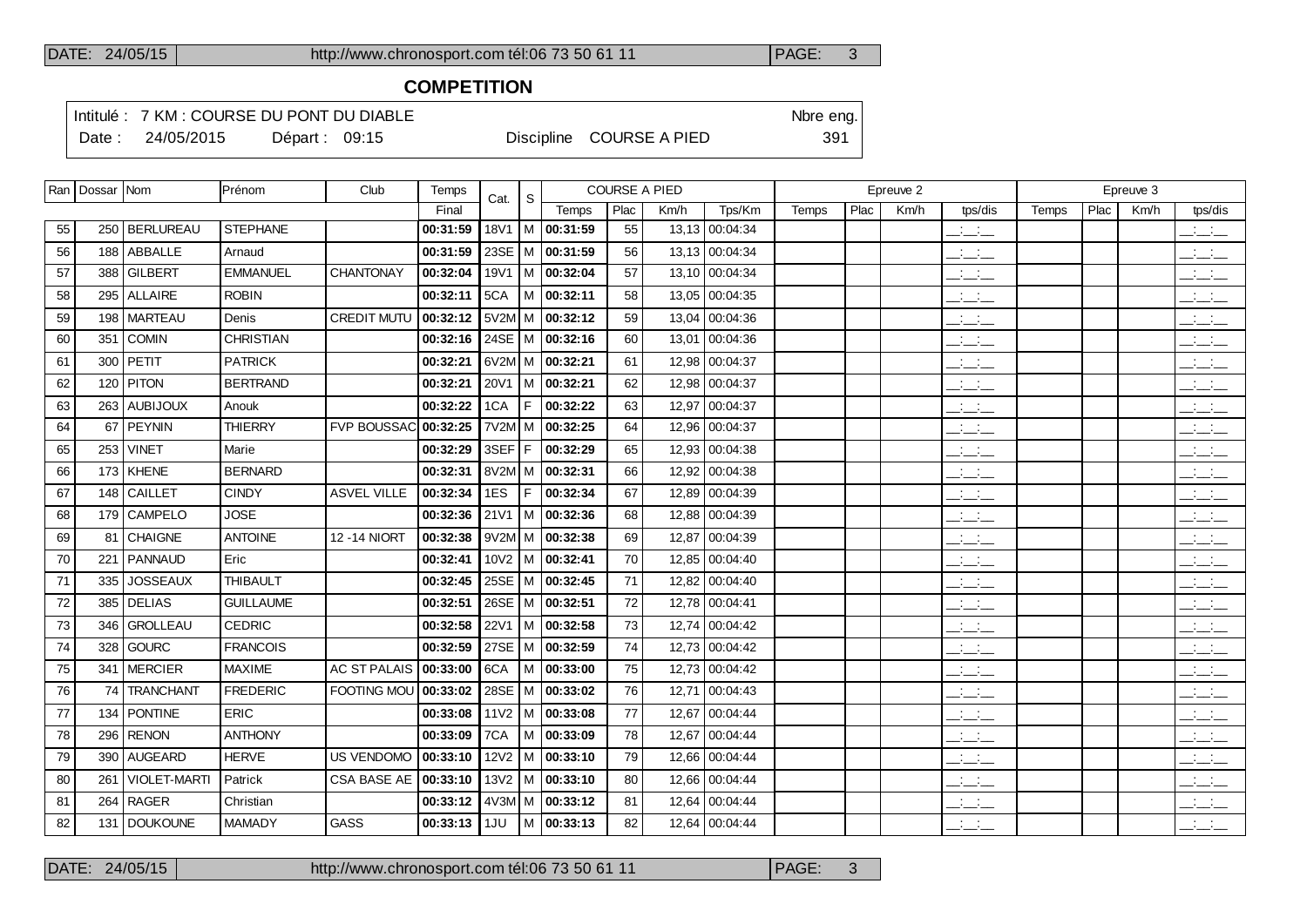## COMPETITION

Intitulé : 7 KM : COURSE DU PONT DU DIABLE — Nbre eng. 391

Date : 24/05/2015 — Départ : 09:15 — Discipline COURSE A PIED

| Ran | Dossar | Nom | Prénom | Club | Temps | Cat. | S | COURSE A PIED | | | | Epreuve 2 | | | | Epreuve 3 | | | |
|---|---|---|---|---|---|---|---|---|---|---|---|---|---|---|---|---|---|---|---|
| | | | | | Final | | | Temps | Plac | Km/h | Tps/Km | Temps | Plac | Km/h | tps/dis | Temps | Plac | Km/h | tps/dis |
| 55 | 250 | BERLUREAU | STEPHANE | | 00:31:59 | 18V1 | M | 00:31:59 | 55 | 13,13 | 00:04:34 | | | | __:__:__ | | | | __:__:__ |
| 56 | 188 | ABBALLE | Arnaud | | 00:31:59 | 23SE | M | 00:31:59 | 56 | 13,13 | 00:04:34 | | | | __:__:__ | | | | __:__:__ |
| 57 | 388 | GILBERT | EMMANUEL | CHANTONAY | 00:32:04 | 19V1 | M | 00:32:04 | 57 | 13,10 | 00:04:34 | | | | __:__:__ | | | | __:__:__ |
| 58 | 295 | ALLAIRE | ROBIN | | 00:32:11 | 5CA | M | 00:32:11 | 58 | 13,05 | 00:04:35 | | | | __:__:__ | | | | __:__:__ |
| 59 | 198 | MARTEAU | Denis | CREDIT MUTU | 00:32:12 | 5V2M | M | 00:32:12 | 59 | 13,04 | 00:04:36 | | | | __:__:__ | | | | __:__:__ |
| 60 | 351 | COMIN | CHRISTIAN | | 00:32:16 | 24SE | M | 00:32:16 | 60 | 13,01 | 00:04:36 | | | | __:__:__ | | | | __:__:__ |
| 61 | 300 | PETIT | PATRICK | | 00:32:21 | 6V2M | M | 00:32:21 | 61 | 12,98 | 00:04:37 | | | | __:__:__ | | | | __:__:__ |
| 62 | 120 | PITON | BERTRAND | | 00:32:21 | 20V1 | M | 00:32:21 | 62 | 12,98 | 00:04:37 | | | | __:__:__ | | | | __:__:__ |
| 63 | 263 | AUBIJOUX | Anouk | | 00:32:22 | 1CA | F | 00:32:22 | 63 | 12,97 | 00:04:37 | | | | __:__:__ | | | | __:__:__ |
| 64 | 67 | PEYNIN | THIERRY | FVP BOUSSAC | 00:32:25 | 7V2M | M | 00:32:25 | 64 | 12,96 | 00:04:37 | | | | __:__:__ | | | | __:__:__ |
| 65 | 253 | VINET | Marie | | 00:32:29 | 3SEF | F | 00:32:29 | 65 | 12,93 | 00:04:38 | | | | __:__:__ | | | | __:__:__ |
| 66 | 173 | KHENE | BERNARD | | 00:32:31 | 8V2M | M | 00:32:31 | 66 | 12,92 | 00:04:38 | | | | __:__:__ | | | | __:__:__ |
| 67 | 148 | CAILLET | CINDY | ASVEL VILLE | 00:32:34 | 1ES | F | 00:32:34 | 67 | 12,89 | 00:04:39 | | | | __:__:__ | | | | __:__:__ |
| 68 | 179 | CAMPELO | JOSE | | 00:32:36 | 21V1 | M | 00:32:36 | 68 | 12,88 | 00:04:39 | | | | __:__:__ | | | | __:__:__ |
| 69 | 81 | CHAIGNE | ANTOINE | 12 -14 NIORT | 00:32:38 | 9V2M | M | 00:32:38 | 69 | 12,87 | 00:04:39 | | | | __:__:__ | | | | __:__:__ |
| 70 | 221 | PANNAUD | Eric | | 00:32:41 | 10V2 | M | 00:32:41 | 70 | 12,85 | 00:04:40 | | | | __:__:__ | | | | __:__:__ |
| 71 | 335 | JOSSEAUX | THIBAULT | | 00:32:45 | 25SE | M | 00:32:45 | 71 | 12,82 | 00:04:40 | | | | __:__:__ | | | | __:__:__ |
| 72 | 385 | DELIAS | GUILLAUME | | 00:32:51 | 26SE | M | 00:32:51 | 72 | 12,78 | 00:04:41 | | | | __:__:__ | | | | __:__:__ |
| 73 | 346 | GROLLEAU | CEDRIC | | 00:32:58 | 22V1 | M | 00:32:58 | 73 | 12,74 | 00:04:42 | | | | __:__:__ | | | | __:__:__ |
| 74 | 328 | GOURC | FRANCOIS | | 00:32:59 | 27SE | M | 00:32:59 | 74 | 12,73 | 00:04:42 | | | | __:__:__ | | | | __:__:__ |
| 75 | 341 | MERCIER | MAXIME | AC ST PALAIS | 00:33:00 | 6CA | M | 00:33:00 | 75 | 12,73 | 00:04:42 | | | | __:__:__ | | | | __:__:__ |
| 76 | 74 | TRANCHANT | FREDERIC | FOOTING MOU | 00:33:02 | 28SE | M | 00:33:02 | 76 | 12,71 | 00:04:43 | | | | __:__:__ | | | | __:__:__ |
| 77 | 134 | PONTINE | ERIC | | 00:33:08 | 11V2 | M | 00:33:08 | 77 | 12,67 | 00:04:44 | | | | __:__:__ | | | | __:__:__ |
| 78 | 296 | RENON | ANTHONY | | 00:33:09 | 7CA | M | 00:33:09 | 78 | 12,67 | 00:04:44 | | | | __:__:__ | | | | __:__:__ |
| 79 | 390 | AUGEARD | HERVE | US VENDOMO | 00:33:10 | 12V2 | M | 00:33:10 | 79 | 12,66 | 00:04:44 | | | | __:__:__ | | | | __:__:__ |
| 80 | 261 | VIOLET-MARTI | Patrick | CSA BASE AE | 00:33:10 | 13V2 | M | 00:33:10 | 80 | 12,66 | 00:04:44 | | | | __:__:__ | | | | __:__:__ |
| 81 | 264 | RAGER | Christian | | 00:33:12 | 4V3M | M | 00:33:12 | 81 | 12,64 | 00:04:44 | | | | __:__:__ | | | | __:__:__ |
| 82 | 131 | DOUKOUNE | MAMADY | GASS | 00:33:13 | 1JU | M | 00:33:13 | 82 | 12,64 | 00:04:44 | | | | __:__:__ | | | | __:__:__ |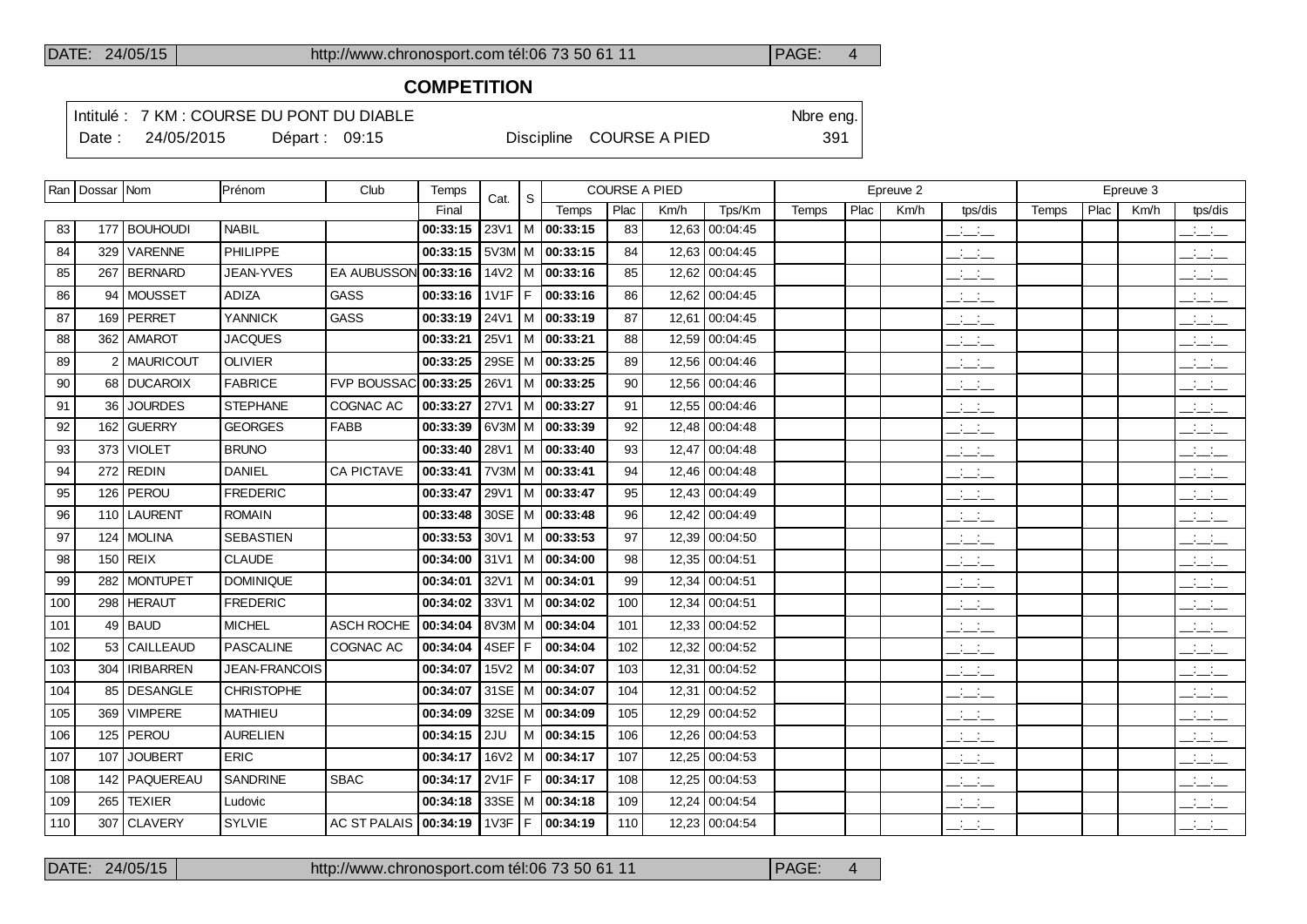## COMPETITION

Intitulé : 7 KM : COURSE DU PONT DU DIABLE — Nbre eng. 391

Date : 24/05/2015 — Départ : 09:15 — Discipline COURSE A PIED

| Ran | Dossar | Nom | Prénom | Club | Temps | Cat. | S | COURSE A PIED | | | | Epreuve 2 | | | | Epreuve 3 | | | |
|---|---|---|---|---|---|---|---|---|---|---|---|---|---|---|---|---|---|---|---|
| | | | | | Final | | | Temps | Plac | Km/h | Tps/Km | Temps | Plac | Km/h | tps/dis | Temps | Plac | Km/h | tps/dis |
| 83 | 177 | BOUHOUDI | NABIL | | 00:33:15 | 23V1 | M | 00:33:15 | 83 | 12,63 | 00:04:45 | | | | __:__:__ | | | | __:__:__ |
| 84 | 329 | VARENNE | PHILIPPE | | 00:33:15 | 5V3M | M | 00:33:15 | 84 | 12,63 | 00:04:45 | | | | __:__:__ | | | | __:__:__ |
| 85 | 267 | BERNARD | JEAN-YVES | EA AUBUSSON | 00:33:16 | 14V2 | M | 00:33:16 | 85 | 12,62 | 00:04:45 | | | | __:__:__ | | | | __:__:__ |
| 86 | 94 | MOUSSET | ADIZA | GASS | 00:33:16 | 1V1F | F | 00:33:16 | 86 | 12,62 | 00:04:45 | | | | __:__:__ | | | | __:__:__ |
| 87 | 169 | PERRET | YANNICK | GASS | 00:33:19 | 24V1 | M | 00:33:19 | 87 | 12,61 | 00:04:45 | | | | __:__:__ | | | | __:__:__ |
| 88 | 362 | AMAROT | JACQUES | | 00:33:21 | 25V1 | M | 00:33:21 | 88 | 12,59 | 00:04:45 | | | | __:__:__ | | | | __:__:__ |
| 89 | 2 | MAURICOUT | OLIVIER | | 00:33:25 | 29SE | M | 00:33:25 | 89 | 12,56 | 00:04:46 | | | | __:__:__ | | | | __:__:__ |
| 90 | 68 | DUCAROIX | FABRICE | FVP BOUSSAC | 00:33:25 | 26V1 | M | 00:33:25 | 90 | 12,56 | 00:04:46 | | | | __:__:__ | | | | __:__:__ |
| 91 | 36 | JOURDES | STEPHANE | COGNAC AC | 00:33:27 | 27V1 | M | 00:33:27 | 91 | 12,55 | 00:04:46 | | | | __:__:__ | | | | __:__:__ |
| 92 | 162 | GUERRY | GEORGES | FABB | 00:33:39 | 6V3M | M | 00:33:39 | 92 | 12,48 | 00:04:48 | | | | __:__:__ | | | | __:__:__ |
| 93 | 373 | VIOLET | BRUNO | | 00:33:40 | 28V1 | M | 00:33:40 | 93 | 12,47 | 00:04:48 | | | | __:__:__ | | | | __:__:__ |
| 94 | 272 | REDIN | DANIEL | CA PICTAVE | 00:33:41 | 7V3M | M | 00:33:41 | 94 | 12,46 | 00:04:48 | | | | __:__:__ | | | | __:__:__ |
| 95 | 126 | PEROU | FREDERIC | | 00:33:47 | 29V1 | M | 00:33:47 | 95 | 12,43 | 00:04:49 | | | | __:__:__ | | | | __:__:__ |
| 96 | 110 | LAURENT | ROMAIN | | 00:33:48 | 30SE | M | 00:33:48 | 96 | 12,42 | 00:04:49 | | | | __:__:__ | | | | __:__:__ |
| 97 | 124 | MOLINA | SEBASTIEN | | 00:33:53 | 30V1 | M | 00:33:53 | 97 | 12,39 | 00:04:50 | | | | __:__:__ | | | | __:__:__ |
| 98 | 150 | REIX | CLAUDE | | 00:34:00 | 31V1 | M | 00:34:00 | 98 | 12,35 | 00:04:51 | | | | __:__:__ | | | | __:__:__ |
| 99 | 282 | MONTUPET | DOMINIQUE | | 00:34:01 | 32V1 | M | 00:34:01 | 99 | 12,34 | 00:04:51 | | | | __:__:__ | | | | __:__:__ |
| 100 | 298 | HERAUT | FREDERIC | | 00:34:02 | 33V1 | M | 00:34:02 | 100 | 12,34 | 00:04:51 | | | | __:__:__ | | | | __:__:__ |
| 101 | 49 | BAUD | MICHEL | ASCH ROCHE | 00:34:04 | 8V3M | M | 00:34:04 | 101 | 12,33 | 00:04:52 | | | | __:__:__ | | | | __:__:__ |
| 102 | 53 | CAILLEAUD | PASCALINE | COGNAC AC | 00:34:04 | 4SEF | F | 00:34:04 | 102 | 12,32 | 00:04:52 | | | | __:__:__ | | | | __:__:__ |
| 103 | 304 | IRIBARREN | JEAN-FRANCOIS | | 00:34:07 | 15V2 | M | 00:34:07 | 103 | 12,31 | 00:04:52 | | | | __:__:__ | | | | __:__:__ |
| 104 | 85 | DESANGLE | CHRISTOPHE | | 00:34:07 | 31SE | M | 00:34:07 | 104 | 12,31 | 00:04:52 | | | | __:__:__ | | | | __:__:__ |
| 105 | 369 | VIMPERE | MATHIEU | | 00:34:09 | 32SE | M | 00:34:09 | 105 | 12,29 | 00:04:52 | | | | __:__:__ | | | | __:__:__ |
| 106 | 125 | PEROU | AURELIEN | | 00:34:15 | 2JU | M | 00:34:15 | 106 | 12,26 | 00:04:53 | | | | __:__:__ | | | | __:__:__ |
| 107 | 107 | JOUBERT | ERIC | | 00:34:17 | 16V2 | M | 00:34:17 | 107 | 12,25 | 00:04:53 | | | | __:__:__ | | | | __:__:__ |
| 108 | 142 | PAQUEREAU | SANDRINE | SBAC | 00:34:17 | 2V1F | F | 00:34:17 | 108 | 12,25 | 00:04:53 | | | | __:__:__ | | | | __:__:__ |
| 109 | 265 | TEXIER | Ludovic | | 00:34:18 | 33SE | M | 00:34:18 | 109 | 12,24 | 00:04:54 | | | | __:__:__ | | | | __:__:__ |
| 110 | 307 | CLAVERY | SYLVIE | AC ST PALAIS | 00:34:19 | 1V3F | F | 00:34:19 | 110 | 12,23 | 00:04:54 | | | | __:__:__ | | | | __:__:__ |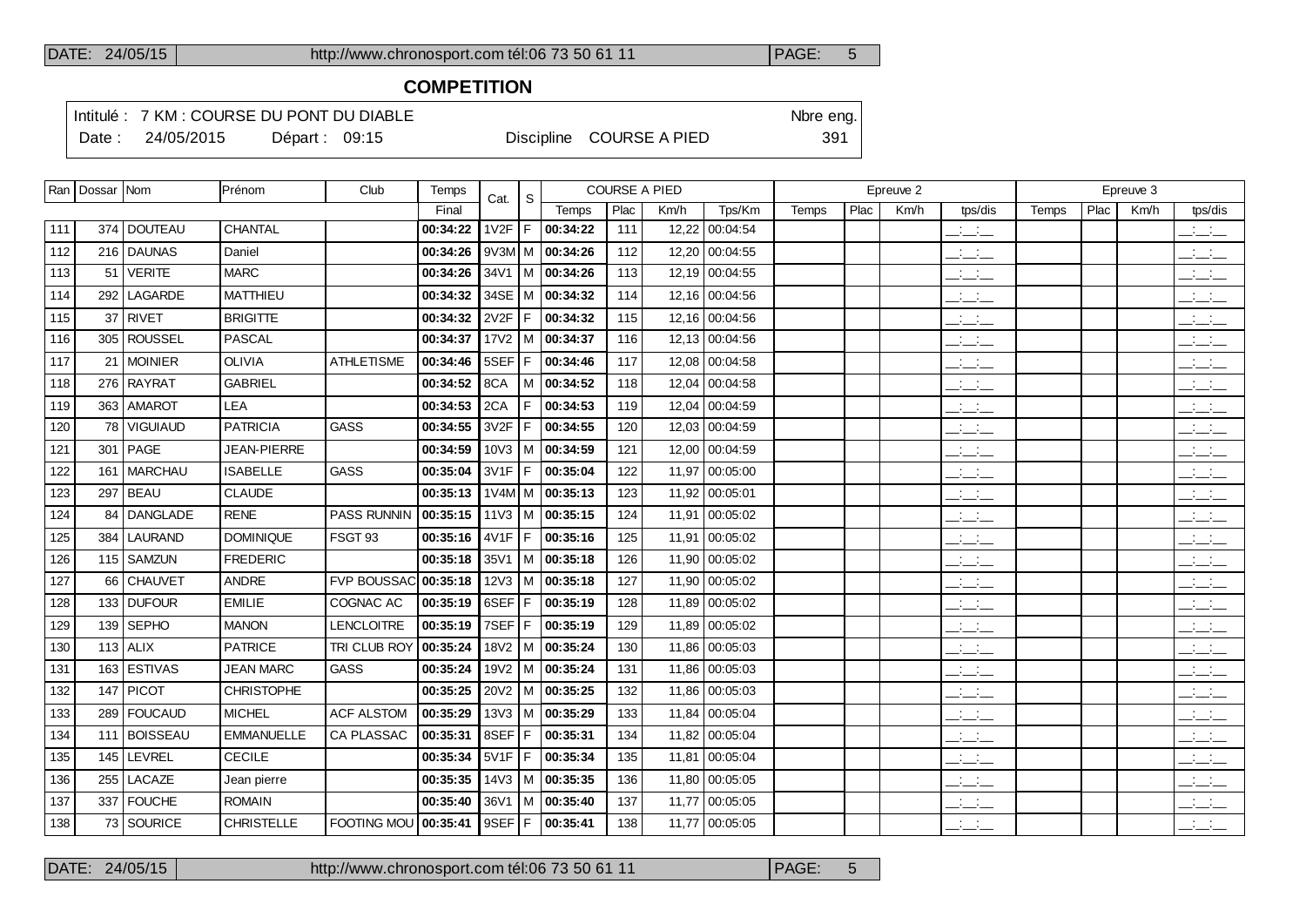## COMPETITION

Intitulé : 7 KM : COURSE DU PONT DU DIABLE — Nbre eng. 391

Date : 24/05/2015 — Départ : 09:15 — Discipline COURSE A PIED

| Ran | Dossar | Nom | Prénom | Club | Temps | Cat. | S | COURSE A PIED | | | | Epreuve 2 | | | | Epreuve 3 | | | |
|---|---|---|---|---|---|---|---|---|---|---|---|---|---|---|---|---|---|---|---|
| | | | | | Final | | | Temps | Plac | Km/h | Tps/Km | Temps | Plac | Km/h | tps/dis | Temps | Plac | Km/h | tps/dis |
| 111 | 374 | DOUTEAU | CHANTAL | | 00:34:22 | 1V2F | F | 00:34:22 | 111 | 12,22 | 00:04:54 | | | | __:__:__ | | | | __:__:__ |
| 112 | 216 | DAUNAS | Daniel | | 00:34:26 | 9V3M | M | 00:34:26 | 112 | 12,20 | 00:04:55 | | | | __:__:__ | | | | __:__:__ |
| 113 | 51 | VERITE | MARC | | 00:34:26 | 34V1 | M | 00:34:26 | 113 | 12,19 | 00:04:55 | | | | __:__:__ | | | | __:__:__ |
| 114 | 292 | LAGARDE | MATTHIEU | | 00:34:32 | 34SE | M | 00:34:32 | 114 | 12,16 | 00:04:56 | | | | __:__:__ | | | | __:__:__ |
| 115 | 37 | RIVET | BRIGITTE | | 00:34:32 | 2V2F | F | 00:34:32 | 115 | 12,16 | 00:04:56 | | | | __:__:__ | | | | __:__:__ |
| 116 | 305 | ROUSSEL | PASCAL | | 00:34:37 | 17V2 | M | 00:34:37 | 116 | 12,13 | 00:04:56 | | | | __:__:__ | | | | __:__:__ |
| 117 | 21 | MOINIER | OLIVIA | ATHLETISME | 00:34:46 | 5SEF | F | 00:34:46 | 117 | 12,08 | 00:04:58 | | | | __:__:__ | | | | __:__:__ |
| 118 | 276 | RAYRAT | GABRIEL | | 00:34:52 | 8CA | M | 00:34:52 | 118 | 12,04 | 00:04:58 | | | | __:__:__ | | | | __:__:__ |
| 119 | 363 | AMAROT | LEA | | 00:34:53 | 2CA | F | 00:34:53 | 119 | 12,04 | 00:04:59 | | | | __:__:__ | | | | __:__:__ |
| 120 | 78 | VIGUIAUD | PATRICIA | GASS | 00:34:55 | 3V2F | F | 00:34:55 | 120 | 12,03 | 00:04:59 | | | | __:__:__ | | | | __:__:__ |
| 121 | 301 | PAGE | JEAN-PIERRE | | 00:34:59 | 10V3 | M | 00:34:59 | 121 | 12,00 | 00:04:59 | | | | __:__:__ | | | | __:__:__ |
| 122 | 161 | MARCHAU | ISABELLE | GASS | 00:35:04 | 3V1F | F | 00:35:04 | 122 | 11,97 | 00:05:00 | | | | __:__:__ | | | | __:__:__ |
| 123 | 297 | BEAU | CLAUDE | | 00:35:13 | 1V4M | M | 00:35:13 | 123 | 11,92 | 00:05:01 | | | | __:__:__ | | | | __:__:__ |
| 124 | 84 | DANGLADE | RENE | PASS RUNNIN | 00:35:15 | 11V3 | M | 00:35:15 | 124 | 11,91 | 00:05:02 | | | | __:__:__ | | | | __:__:__ |
| 125 | 384 | LAURAND | DOMINIQUE | FSGT 93 | 00:35:16 | 4V1F | F | 00:35:16 | 125 | 11,91 | 00:05:02 | | | | __:__:__ | | | | __:__:__ |
| 126 | 115 | SAMZUN | FREDERIC | | 00:35:18 | 35V1 | M | 00:35:18 | 126 | 11,90 | 00:05:02 | | | | __:__:__ | | | | __:__:__ |
| 127 | 66 | CHAUVET | ANDRE | FVP BOUSSAC | 00:35:18 | 12V3 | M | 00:35:18 | 127 | 11,90 | 00:05:02 | | | | __:__:__ | | | | __:__:__ |
| 128 | 133 | DUFOUR | EMILIE | COGNAC AC | 00:35:19 | 6SEF | F | 00:35:19 | 128 | 11,89 | 00:05:02 | | | | __:__:__ | | | | __:__:__ |
| 129 | 139 | SEPHO | MANON | LENCLOITRE | 00:35:19 | 7SEF | F | 00:35:19 | 129 | 11,89 | 00:05:02 | | | | __:__:__ | | | | __:__:__ |
| 130 | 113 | ALIX | PATRICE | TRI CLUB ROY | 00:35:24 | 18V2 | M | 00:35:24 | 130 | 11,86 | 00:05:03 | | | | __:__:__ | | | | __:__:__ |
| 131 | 163 | ESTIVAS | JEAN MARC | GASS | 00:35:24 | 19V2 | M | 00:35:24 | 131 | 11,86 | 00:05:03 | | | | __:__:__ | | | | __:__:__ |
| 132 | 147 | PICOT | CHRISTOPHE | | 00:35:25 | 20V2 | M | 00:35:25 | 132 | 11,86 | 00:05:03 | | | | __:__:__ | | | | __:__:__ |
| 133 | 289 | FOUCAUD | MICHEL | ACF ALSTOM | 00:35:29 | 13V3 | M | 00:35:29 | 133 | 11,84 | 00:05:04 | | | | __:__:__ | | | | __:__:__ |
| 134 | 111 | BOISSEAU | EMMANUELLE | CA PLASSAC | 00:35:31 | 8SEF | F | 00:35:31 | 134 | 11,82 | 00:05:04 | | | | __:__:__ | | | | __:__:__ |
| 135 | 145 | LEVREL | CECILE | | 00:35:34 | 5V1F | F | 00:35:34 | 135 | 11,81 | 00:05:04 | | | | __:__:__ | | | | __:__:__ |
| 136 | 255 | LACAZE | Jean pierre | | 00:35:35 | 14V3 | M | 00:35:35 | 136 | 11,80 | 00:05:05 | | | | __:__:__ | | | | __:__:__ |
| 137 | 337 | FOUCHE | ROMAIN | | 00:35:40 | 36V1 | M | 00:35:40 | 137 | 11,77 | 00:05:05 | | | | __:__:__ | | | | __:__:__ |
| 138 | 73 | SOURICE | CHRISTELLE | FOOTING MOU | 00:35:41 | 9SEF | F | 00:35:41 | 138 | 11,77 | 00:05:05 | | | | __:__:__ | | | | __:__:__ |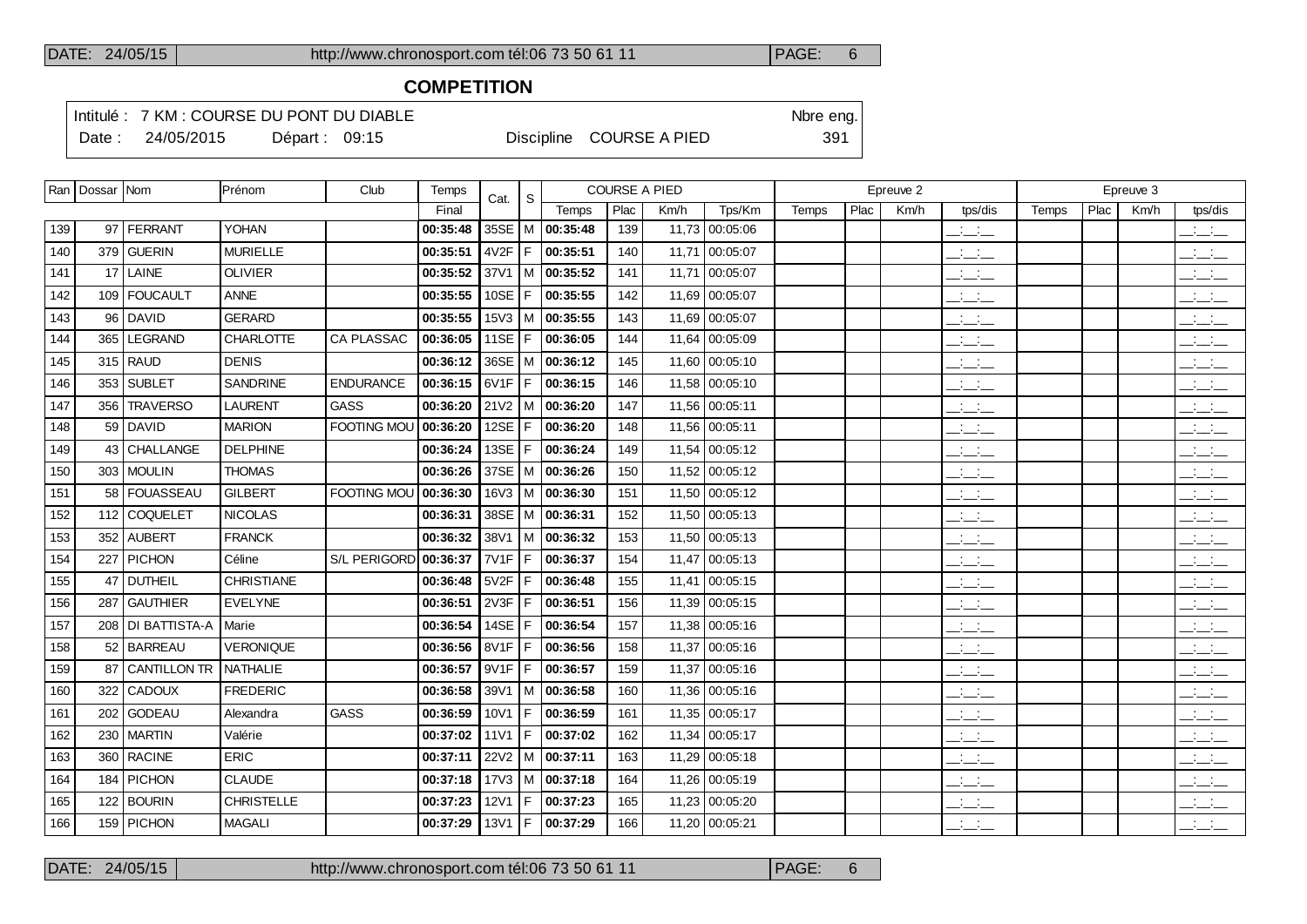## COMPETITION

Intitulé : 7 KM : COURSE DU PONT DU DIABLE — Nbre eng. 391

Date : 24/05/2015 Départ : 09:15 Discipline COURSE A PIED

| Ran | Dossar | Nom | Prénom | Club | Temps | Cat. | S | COURSE A PIED | | | | Epreuve 2 | | | | Epreuve 3 | | | |
|---|---|---|---|---|---|---|---|---|---|---|---|---|---|---|---|---|---|---|---|
| | | | | | Final | | | Temps | Plac | Km/h | Tps/Km | Temps | Plac | Km/h | tps/dis | Temps | Plac | Km/h | tps/dis |
| 139 | 97 | FERRANT | YOHAN | | **00:35:48** | 35SE | M | **00:35:48** | 139 | 11,73 | 00:05:06 | | | | __:__:__ | | | | __:__:__ |
| 140 | 379 | GUERIN | MURIELLE | | **00:35:51** | 4V2F | F | **00:35:51** | 140 | 11,71 | 00:05:07 | | | | __:__:__ | | | | __:__:__ |
| 141 | 17 | LAINE | OLIVIER | | **00:35:52** | 37V1 | M | **00:35:52** | 141 | 11,71 | 00:05:07 | | | | __:__:__ | | | | __:__:__ |
| 142 | 109 | FOUCAULT | ANNE | | **00:35:55** | 10SE | F | **00:35:55** | 142 | 11,69 | 00:05:07 | | | | __:__:__ | | | | __:__:__ |
| 143 | 96 | DAVID | GERARD | | **00:35:55** | 15V3 | M | **00:35:55** | 143 | 11,69 | 00:05:07 | | | | __:__:__ | | | | __:__:__ |
| 144 | 365 | LEGRAND | CHARLOTTE | CA PLASSAC | **00:36:05** | 11SE | F | **00:36:05** | 144 | 11,64 | 00:05:09 | | | | __:__:__ | | | | __:__:__ |
| 145 | 315 | RAUD | DENIS | | **00:36:12** | 36SE | M | **00:36:12** | 145 | 11,60 | 00:05:10 | | | | __:__:__ | | | | __:__:__ |
| 146 | 353 | SUBLET | SANDRINE | ENDURANCE | **00:36:15** | 6V1F | F | **00:36:15** | 146 | 11,58 | 00:05:10 | | | | __:__:__ | | | | __:__:__ |
| 147 | 356 | TRAVERSO | LAURENT | GASS | **00:36:20** | 21V2 | M | **00:36:20** | 147 | 11,56 | 00:05:11 | | | | __:__:__ | | | | __:__:__ |
| 148 | 59 | DAVID | MARION | FOOTING MOU | **00:36:20** | 12SE | F | **00:36:20** | 148 | 11,56 | 00:05:11 | | | | __:__:__ | | | | __:__:__ |
| 149 | 43 | CHALLANGE | DELPHINE | | **00:36:24** | 13SE | F | **00:36:24** | 149 | 11,54 | 00:05:12 | | | | __:__:__ | | | | __:__:__ |
| 150 | 303 | MOULIN | THOMAS | | **00:36:26** | 37SE | M | **00:36:26** | 150 | 11,52 | 00:05:12 | | | | __:__:__ | | | | __:__:__ |
| 151 | 58 | FOUASSEAU | GILBERT | FOOTING MOU | **00:36:30** | 16V3 | M | **00:36:30** | 151 | 11,50 | 00:05:12 | | | | __:__:__ | | | | __:__:__ |
| 152 | 112 | COQUELET | NICOLAS | | **00:36:31** | 38SE | M | **00:36:31** | 152 | 11,50 | 00:05:13 | | | | __:__:__ | | | | __:__:__ |
| 153 | 352 | AUBERT | FRANCK | | **00:36:32** | 38V1 | M | **00:36:32** | 153 | 11,50 | 00:05:13 | | | | __:__:__ | | | | __:__:__ |
| 154 | 227 | PICHON | Céline | S/L PERIGORD | **00:36:37** | 7V1F | F | **00:36:37** | 154 | 11,47 | 00:05:13 | | | | __:__:__ | | | | __:__:__ |
| 155 | 47 | DUTHEIL | CHRISTIANE | | **00:36:48** | 5V2F | F | **00:36:48** | 155 | 11,41 | 00:05:15 | | | | __:__:__ | | | | __:__:__ |
| 156 | 287 | GAUTHIER | EVELYNE | | **00:36:51** | 2V3F | F | **00:36:51** | 156 | 11,39 | 00:05:15 | | | | __:__:__ | | | | __:__:__ |
| 157 | 208 | DI BATTISTA-A | Marie | | **00:36:54** | 14SE | F | **00:36:54** | 157 | 11,38 | 00:05:16 | | | | __:__:__ | | | | __:__:__ |
| 158 | 52 | BARREAU | VERONIQUE | | **00:36:56** | 8V1F | F | **00:36:56** | 158 | 11,37 | 00:05:16 | | | | __:__:__ | | | | __:__:__ |
| 159 | 87 | CANTILLON TR | NATHALIE | | **00:36:57** | 9V1F | F | **00:36:57** | 159 | 11,37 | 00:05:16 | | | | __:__:__ | | | | __:__:__ |
| 160 | 322 | CADOUX | FREDERIC | | **00:36:58** | 39V1 | M | **00:36:58** | 160 | 11,36 | 00:05:16 | | | | __:__:__ | | | | __:__:__ |
| 161 | 202 | GODEAU | Alexandra | GASS | **00:36:59** | 10V1 | F | **00:36:59** | 161 | 11,35 | 00:05:17 | | | | __:__:__ | | | | __:__:__ |
| 162 | 230 | MARTIN | Valérie | | **00:37:02** | 11V1 | F | **00:37:02** | 162 | 11,34 | 00:05:17 | | | | __:__:__ | | | | __:__:__ |
| 163 | 360 | RACINE | ERIC | | **00:37:11** | 22V2 | M | **00:37:11** | 163 | 11,29 | 00:05:18 | | | | __:__:__ | | | | __:__:__ |
| 164 | 184 | PICHON | CLAUDE | | **00:37:18** | 17V3 | M | **00:37:18** | 164 | 11,26 | 00:05:19 | | | | __:__:__ | | | | __:__:__ |
| 165 | 122 | BOURIN | CHRISTELLE | | **00:37:23** | 12V1 | F | **00:37:23** | 165 | 11,23 | 00:05:20 | | | | __:__:__ | | | | __:__:__ |
| 166 | 159 | PICHON | MAGALI | | **00:37:29** | 13V1 | F | **00:37:29** | 166 | 11,20 | 00:05:21 | | | | __:__:__ | | | | __:__:__ |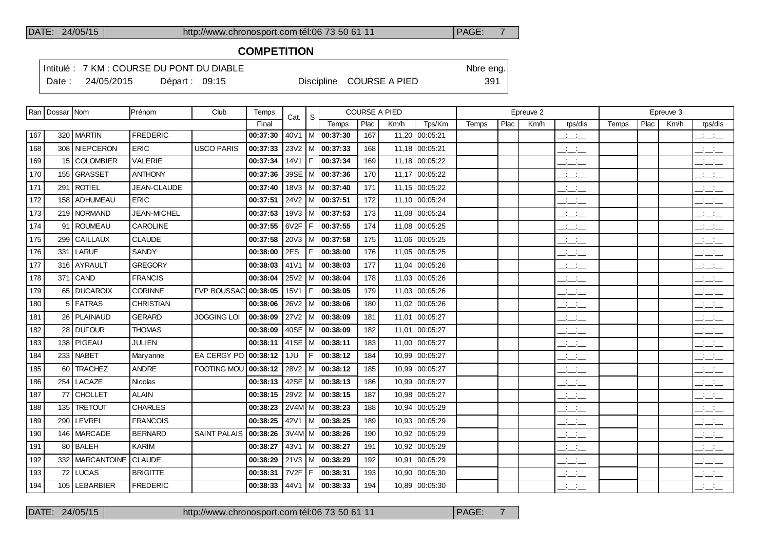## COMPETITION

Intitulé : 7 KM : COURSE DU PONT DU DIABLE — Nbre eng. 391

Date : 24/05/2015 — Départ : 09:15 — Discipline COURSE A PIED

| Ran | Dossar | Nom | Prénom | Club | Temps | Cat. | S | COURSE A PIED | | | | Epreuve 2 | | | | Epreuve 3 | | | |
|---|---|---|---|---|---|---|---|---|---|---|---|---|---|---|---|---|---|---|---|
| | | | | | Final | | | Temps | Plac | Km/h | Tps/Km | Temps | Plac | Km/h | tps/dis | Temps | Plac | Km/h | tps/dis |
| 167 | 320 | MARTIN | FREDERIC | | **00:37:30** | 40V1 | M | **00:37:30** | 167 | 11,20 | 00:05:21 | | | | __:__:__ | | | | __:__:__ |
| 168 | 308 | NIEPCERON | ERIC | USCO PARIS | **00:37:33** | 23V2 | M | **00:37:33** | 168 | 11,18 | 00:05:21 | | | | __:__:__ | | | | __:__:__ |
| 169 | 15 | COLOMBIER | VALERIE | | **00:37:34** | 14V1 | F | **00:37:34** | 169 | 11,18 | 00:05:22 | | | | __:__:__ | | | | __:__:__ |
| 170 | 155 | GRASSET | ANTHONY | | **00:37:36** | 39SE | M | **00:37:36** | 170 | 11,17 | 00:05:22 | | | | __:__:__ | | | | __:__:__ |
| 171 | 291 | ROTIEL | JEAN-CLAUDE | | **00:37:40** | 18V3 | M | **00:37:40** | 171 | 11,15 | 00:05:22 | | | | __:__:__ | | | | __:__:__ |
| 172 | 158 | ADHUMEAU | ERIC | | **00:37:51** | 24V2 | M | **00:37:51** | 172 | 11,10 | 00:05:24 | | | | __:__:__ | | | | __:__:__ |
| 173 | 219 | NORMAND | JEAN-MICHEL | | **00:37:53** | 19V3 | M | **00:37:53** | 173 | 11,08 | 00:05:24 | | | | __:__:__ | | | | __:__:__ |
| 174 | 91 | ROUMEAU | CAROLINE | | **00:37:55** | 6V2F | F | **00:37:55** | 174 | 11,08 | 00:05:25 | | | | __:__:__ | | | | __:__:__ |
| 175 | 299 | CAILLAUX | CLAUDE | | **00:37:58** | 20V3 | M | **00:37:58** | 175 | 11,06 | 00:05:25 | | | | __:__:__ | | | | __:__:__ |
| 176 | 331 | LARUE | SANDY | | **00:38:00** | 2ES | F | **00:38:00** | 176 | 11,05 | 00:05:25 | | | | __:__:__ | | | | __:__:__ |
| 177 | 316 | AYRAULT | GREGORY | | **00:38:03** | 41V1 | M | **00:38:03** | 177 | 11,04 | 00:05:26 | | | | __:__:__ | | | | __:__:__ |
| 178 | 371 | CAND | FRANCIS | | **00:38:04** | 25V2 | M | **00:38:04** | 178 | 11,03 | 00:05:26 | | | | __:__:__ | | | | __:__:__ |
| 179 | 65 | DUCAROIX | CORINNE | FVP BOUSSAC | **00:38:05** | 15V1 | F | **00:38:05** | 179 | 11,03 | 00:05:26 | | | | __:__:__ | | | | __:__:__ |
| 180 | 5 | FATRAS | CHRISTIAN | | **00:38:06** | 26V2 | M | **00:38:06** | 180 | 11,02 | 00:05:26 | | | | __:__:__ | | | | __:__:__ |
| 181 | 26 | PLAINAUD | GERARD | JOGGING LOI | **00:38:09** | 27V2 | M | **00:38:09** | 181 | 11,01 | 00:05:27 | | | | __:__:__ | | | | __:__:__ |
| 182 | 28 | DUFOUR | THOMAS | | **00:38:09** | 40SE | M | **00:38:09** | 182 | 11,01 | 00:05:27 | | | | __:__:__ | | | | __:__:__ |
| 183 | 138 | PIGEAU | JULIEN | | **00:38:11** | 41SE | M | **00:38:11** | 183 | 11,00 | 00:05:27 | | | | __:__:__ | | | | __:__:__ |
| 184 | 233 | NABET | Maryanne | EA CERGY PO | **00:38:12** | 1JU | F | **00:38:12** | 184 | 10,99 | 00:05:27 | | | | __:__:__ | | | | __:__:__ |
| 185 | 60 | TRACHEZ | ANDRE | FOOTING MOU | **00:38:12** | 28V2 | M | **00:38:12** | 185 | 10,99 | 00:05:27 | | | | __:__:__ | | | | __:__:__ |
| 186 | 254 | LACAZE | Nicolas | | **00:38:13** | 42SE | M | **00:38:13** | 186 | 10,99 | 00:05:27 | | | | __:__:__ | | | | __:__:__ |
| 187 | 77 | CHOLLET | ALAIN | | **00:38:15** | 29V2 | M | **00:38:15** | 187 | 10,98 | 00:05:27 | | | | __:__:__ | | | | __:__:__ |
| 188 | 135 | TRETOUT | CHARLES | | **00:38:23** | 2V4M | M | **00:38:23** | 188 | 10,94 | 00:05:29 | | | | __:__:__ | | | | __:__:__ |
| 189 | 290 | LEVREL | FRANCOIS | | **00:38:25** | 42V1 | M | **00:38:25** | 189 | 10,93 | 00:05:29 | | | | __:__:__ | | | | __:__:__ |
| 190 | 146 | MARCADE | BERNARD | SAINT PALAIS | **00:38:26** | 3V4M | M | **00:38:26** | 190 | 10,92 | 00:05:29 | | | | __:__:__ | | | | __:__:__ |
| 191 | 80 | BALEH | KARIM | | **00:38:27** | 43V1 | M | **00:38:27** | 191 | 10,92 | 00:05:29 | | | | __:__:__ | | | | __:__:__ |
| 192 | 332 | MARCANTOINE | CLAUDE | | **00:38:29** | 21V3 | M | **00:38:29** | 192 | 10,91 | 00:05:29 | | | | __:__:__ | | | | __:__:__ |
| 193 | 72 | LUCAS | BRIGITTE | | **00:38:31** | 7V2F | F | **00:38:31** | 193 | 10,90 | 00:05:30 | | | | __:__:__ | | | | __:__:__ |
| 194 | 105 | LEBARBIER | FREDERIC | | **00:38:33** | 44V1 | M | **00:38:33** | 194 | 10,89 | 00:05:30 | | | | __:__:__ | | | | __:__:__ |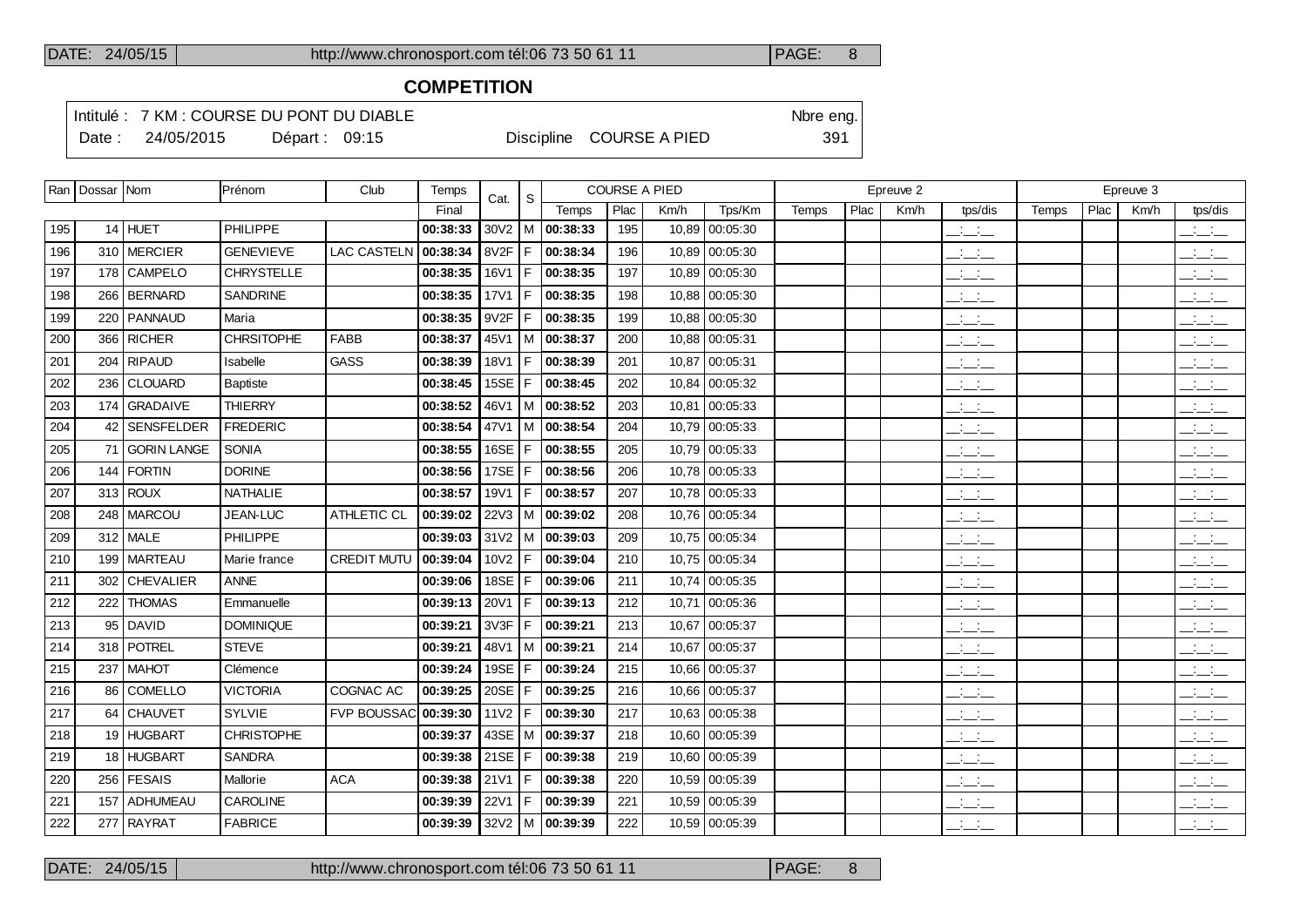## COMPETITION

Intitulé : 7 KM : COURSE DU PONT DU DIABLE Nbre eng.

Date : 24/05/2015 Départ : 09:15 Discipline COURSE A PIED 391

| Ran | Dossar | Nom | Prénom | Club | Temps | Cat. | S | COURSE A PIED | | | | Epreuve 2 | | | | Epreuve 3 | | | |
|---|---|---|---|---|---|---|---|---|---|---|---|---|---|---|---|---|---|---|---|
| | | | | | Final | | | Temps | Plac | Km/h | Tps/Km | Temps | Plac | Km/h | tps/dis | Temps | Plac | Km/h | tps/dis |
| 195 | 14 | HUET | PHILIPPE | | **00:38:33** | 30V2 | M | **00:38:33** | 195 | 10,89 | 00:05:30 | | | | __:__:__ | | | | __:__:__ |
| 196 | 310 | MERCIER | GENEVIEVE | LAC CASTELN | **00:38:34** | 8V2F | F | **00:38:34** | 196 | 10,89 | 00:05:30 | | | | __:__:__ | | | | __:__:__ |
| 197 | 178 | CAMPELO | CHRYSTELLE | | **00:38:35** | 16V1 | F | **00:38:35** | 197 | 10,89 | 00:05:30 | | | | __:__:__ | | | | __:__:__ |
| 198 | 266 | BERNARD | SANDRINE | | **00:38:35** | 17V1 | F | **00:38:35** | 198 | 10,88 | 00:05:30 | | | | __:__:__ | | | | __:__:__ |
| 199 | 220 | PANNAUD | Maria | | **00:38:35** | 9V2F | F | **00:38:35** | 199 | 10,88 | 00:05:30 | | | | __:__:__ | | | | __:__:__ |
| 200 | 366 | RICHER | CHRSITOPHE | FABB | **00:38:37** | 45V1 | M | **00:38:37** | 200 | 10,88 | 00:05:31 | | | | __:__:__ | | | | __:__:__ |
| 201 | 204 | RIPAUD | Isabelle | GASS | **00:38:39** | 18V1 | F | **00:38:39** | 201 | 10,87 | 00:05:31 | | | | __:__:__ | | | | __:__:__ |
| 202 | 236 | CLOUARD | Baptiste | | **00:38:45** | 15SE | F | **00:38:45** | 202 | 10,84 | 00:05:32 | | | | __:__:__ | | | | __:__:__ |
| 203 | 174 | GRADAIVE | THIERRY | | **00:38:52** | 46V1 | M | **00:38:52** | 203 | 10,81 | 00:05:33 | | | | __:__:__ | | | | __:__:__ |
| 204 | 42 | SENSFELDER | FREDERIC | | **00:38:54** | 47V1 | M | **00:38:54** | 204 | 10,79 | 00:05:33 | | | | __:__:__ | | | | __:__:__ |
| 205 | 71 | GORIN LANGE | SONIA | | **00:38:55** | 16SE | F | **00:38:55** | 205 | 10,79 | 00:05:33 | | | | __:__:__ | | | | __:__:__ |
| 206 | 144 | FORTIN | DORINE | | **00:38:56** | 17SE | F | **00:38:56** | 206 | 10,78 | 00:05:33 | | | | __:__:__ | | | | __:__:__ |
| 207 | 313 | ROUX | NATHALIE | | **00:38:57** | 19V1 | F | **00:38:57** | 207 | 10,78 | 00:05:33 | | | | __:__:__ | | | | __:__:__ |
| 208 | 248 | MARCOU | JEAN-LUC | ATHLETIC CL | **00:39:02** | 22V3 | M | **00:39:02** | 208 | 10,76 | 00:05:34 | | | | __:__:__ | | | | __:__:__ |
| 209 | 312 | MALE | PHILIPPE | | **00:39:03** | 31V2 | M | **00:39:03** | 209 | 10,75 | 00:05:34 | | | | __:__:__ | | | | __:__:__ |
| 210 | 199 | MARTEAU | Marie france | CREDIT MUTU | **00:39:04** | 10V2 | F | **00:39:04** | 210 | 10,75 | 00:05:34 | | | | __:__:__ | | | | __:__:__ |
| 211 | 302 | CHEVALIER | ANNE | | **00:39:06** | 18SE | F | **00:39:06** | 211 | 10,74 | 00:05:35 | | | | __:__:__ | | | | __:__:__ |
| 212 | 222 | THOMAS | Emmanuelle | | **00:39:13** | 20V1 | F | **00:39:13** | 212 | 10,71 | 00:05:36 | | | | __:__:__ | | | | __:__:__ |
| 213 | 95 | DAVID | DOMINIQUE | | **00:39:21** | 3V3F | F | **00:39:21** | 213 | 10,67 | 00:05:37 | | | | __:__:__ | | | | __:__:__ |
| 214 | 318 | POTREL | STEVE | | **00:39:21** | 48V1 | M | **00:39:21** | 214 | 10,67 | 00:05:37 | | | | __:__:__ | | | | __:__:__ |
| 215 | 237 | MAHOT | Clémence | | **00:39:24** | 19SE | F | **00:39:24** | 215 | 10,66 | 00:05:37 | | | | __:__:__ | | | | __:__:__ |
| 216 | 86 | COMELLO | VICTORIA | COGNAC AC | **00:39:25** | 20SE | F | **00:39:25** | 216 | 10,66 | 00:05:37 | | | | __:__:__ | | | | __:__:__ |
| 217 | 64 | CHAUVET | SYLVIE | FVP BOUSSAC | **00:39:30** | 11V2 | F | **00:39:30** | 217 | 10,63 | 00:05:38 | | | | __:__:__ | | | | __:__:__ |
| 218 | 19 | HUGBART | CHRISTOPHE | | **00:39:37** | 43SE | M | **00:39:37** | 218 | 10,60 | 00:05:39 | | | | __:__:__ | | | | __:__:__ |
| 219 | 18 | HUGBART | SANDRA | | **00:39:38** | 21SE | F | **00:39:38** | 219 | 10,60 | 00:05:39 | | | | __:__:__ | | | | __:__:__ |
| 220 | 256 | FESAIS | Mallorie | ACA | **00:39:38** | 21V1 | F | **00:39:38** | 220 | 10,59 | 00:05:39 | | | | __:__:__ | | | | __:__:__ |
| 221 | 157 | ADHUMEAU | CAROLINE | | **00:39:39** | 22V1 | F | **00:39:39** | 221 | 10,59 | 00:05:39 | | | | __:__:__ | | | | __:__:__ |
| 222 | 277 | RAYRAT | FABRICE | | **00:39:39** | 32V2 | M | **00:39:39** | 222 | 10,59 | 00:05:39 | | | | __:__:__ | | | | __:__:__ |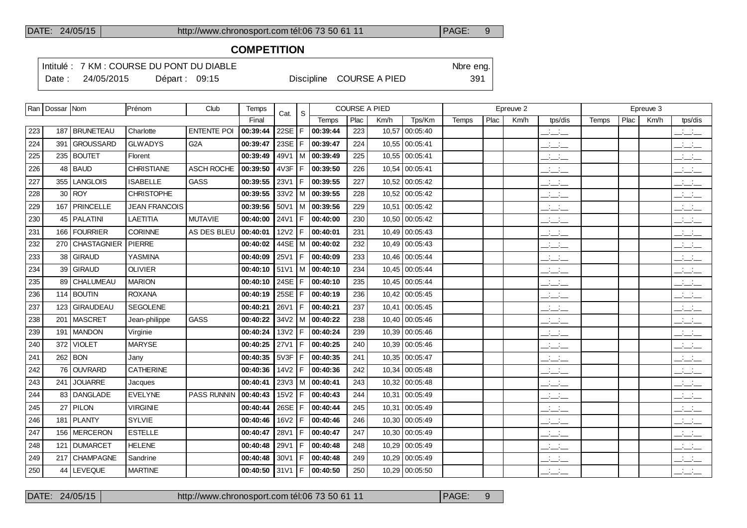## COMPETITION

Intitulé : 7 KM : COURSE DU PONT DU DIABLE — Nbre eng.
Date : 24/05/2015 — Départ : 09:15 — Discipline COURSE A PIED — 391

| Ran | Dossar | Nom | Prénom | Club | Temps | Cat. | S | COURSE A PIED | | | | Epreuve 2 | | | | Epreuve 3 | | | |
|---|---|---|---|---|---|---|---|---|---|---|---|---|---|---|---|---|---|---|---|
| | | | | | Final | | | Temps | Plac | Km/h | Tps/Km | Temps | Plac | Km/h | tps/dis | Temps | Plac | Km/h | tps/dis |
| 223 | 187 | BRUNETEAU | Charlotte | ENTENTE POI | **00:39:44** | 22SE | F | **00:39:44** | 223 | 10,57 | 00:05:40 | | | | __:__:__ | | | | __:__:__ |
| 224 | 391 | GROUSSARD | GLWADYS | G2A | **00:39:47** | 23SE | F | **00:39:47** | 224 | 10,55 | 00:05:41 | | | | __:__:__ | | | | __:__:__ |
| 225 | 235 | BOUTET | Florent | | **00:39:49** | 49V1 | M | **00:39:49** | 225 | 10,55 | 00:05:41 | | | | __:__:__ | | | | __:__:__ |
| 226 | 48 | BAUD | CHRISTIANE | ASCH ROCHE | **00:39:50** | 4V3F | F | **00:39:50** | 226 | 10,54 | 00:05:41 | | | | __:__:__ | | | | __:__:__ |
| 227 | 355 | LANGLOIS | ISABELLE | GASS | **00:39:55** | 23V1 | F | **00:39:55** | 227 | 10,52 | 00:05:42 | | | | __:__:__ | | | | __:__:__ |
| 228 | 30 | ROY | CHRISTOPHE | | **00:39:55** | 33V2 | M | **00:39:55** | 228 | 10,52 | 00:05:42 | | | | __:__:__ | | | | __:__:__ |
| 229 | 167 | PRINCELLE | JEAN FRANCOIS | | **00:39:56** | 50V1 | M | **00:39:56** | 229 | 10,51 | 00:05:42 | | | | __:__:__ | | | | __:__:__ |
| 230 | 45 | PALATINI | LAETITIA | MUTAVIE | **00:40:00** | 24V1 | F | **00:40:00** | 230 | 10,50 | 00:05:42 | | | | __:__:__ | | | | __:__:__ |
| 231 | 166 | FOURRIER | CORINNE | AS DES BLEU | **00:40:01** | 12V2 | F | **00:40:01** | 231 | 10,49 | 00:05:43 | | | | __:__:__ | | | | __:__:__ |
| 232 | 270 | CHASTAGNIER | PIERRE | | **00:40:02** | 44SE | M | **00:40:02** | 232 | 10,49 | 00:05:43 | | | | __:__:__ | | | | __:__:__ |
| 233 | 38 | GIRAUD | YASMINA | | **00:40:09** | 25V1 | F | **00:40:09** | 233 | 10,46 | 00:05:44 | | | | __:__:__ | | | | __:__:__ |
| 234 | 39 | GIRAUD | OLIVIER | | **00:40:10** | 51V1 | M | **00:40:10** | 234 | 10,45 | 00:05:44 | | | | __:__:__ | | | | __:__:__ |
| 235 | 89 | CHALUMEAU | MARION | | **00:40:10** | 24SE | F | **00:40:10** | 235 | 10,45 | 00:05:44 | | | | __:__:__ | | | | __:__:__ |
| 236 | 114 | BOUTIN | ROXANA | | **00:40:19** | 25SE | F | **00:40:19** | 236 | 10,42 | 00:05:45 | | | | __:__:__ | | | | __:__:__ |
| 237 | 123 | GIRAUDEAU | SEGOLENE | | **00:40:21** | 26V1 | F | **00:40:21** | 237 | 10,41 | 00:05:45 | | | | __:__:__ | | | | __:__:__ |
| 238 | 201 | MASCRET | Jean-philippe | GASS | **00:40:22** | 34V2 | M | **00:40:22** | 238 | 10,40 | 00:05:46 | | | | __:__:__ | | | | __:__:__ |
| 239 | 191 | MANDON | Virginie | | **00:40:24** | 13V2 | F | **00:40:24** | 239 | 10,39 | 00:05:46 | | | | __:__:__ | | | | __:__:__ |
| 240 | 372 | VIOLET | MARYSE | | **00:40:25** | 27V1 | F | **00:40:25** | 240 | 10,39 | 00:05:46 | | | | __:__:__ | | | | __:__:__ |
| 241 | 262 | BON | Jany | | **00:40:35** | 5V3F | F | **00:40:35** | 241 | 10,35 | 00:05:47 | | | | __:__:__ | | | | __:__:__ |
| 242 | 76 | OUVRARD | CATHERINE | | **00:40:36** | 14V2 | F | **00:40:36** | 242 | 10,34 | 00:05:48 | | | | __:__:__ | | | | __:__:__ |
| 243 | 241 | JOUARRE | Jacques | | **00:40:41** | 23V3 | M | **00:40:41** | 243 | 10,32 | 00:05:48 | | | | __:__:__ | | | | __:__:__ |
| 244 | 83 | DANGLADE | EVELYNE | PASS RUNNIN | **00:40:43** | 15V2 | F | **00:40:43** | 244 | 10,31 | 00:05:49 | | | | __:__:__ | | | | __:__:__ |
| 245 | 27 | PILON | VIRGINIE | | **00:40:44** | 26SE | F | **00:40:44** | 245 | 10,31 | 00:05:49 | | | | __:__:__ | | | | __:__:__ |
| 246 | 181 | PLANTY | SYLVIE | | **00:40:46** | 16V2 | F | **00:40:46** | 246 | 10,30 | 00:05:49 | | | | __:__:__ | | | | __:__:__ |
| 247 | 156 | MERCERON | ESTELLE | | **00:40:47** | 28V1 | F | **00:40:47** | 247 | 10,30 | 00:05:49 | | | | __:__:__ | | | | __:__:__ |
| 248 | 121 | DUMARCET | HELENE | | **00:40:48** | 29V1 | F | **00:40:48** | 248 | 10,29 | 00:05:49 | | | | __:__:__ | | | | __:__:__ |
| 249 | 217 | CHAMPAGNE | Sandrine | | **00:40:48** | 30V1 | F | **00:40:48** | 249 | 10,29 | 00:05:49 | | | | __:__:__ | | | | __:__:__ |
| 250 | 44 | LEVEQUE | MARTINE | | **00:40:50** | 31V1 | F | **00:40:50** | 250 | 10,29 | 00:05:50 | | | | __:__:__ | | | | __:__:__ |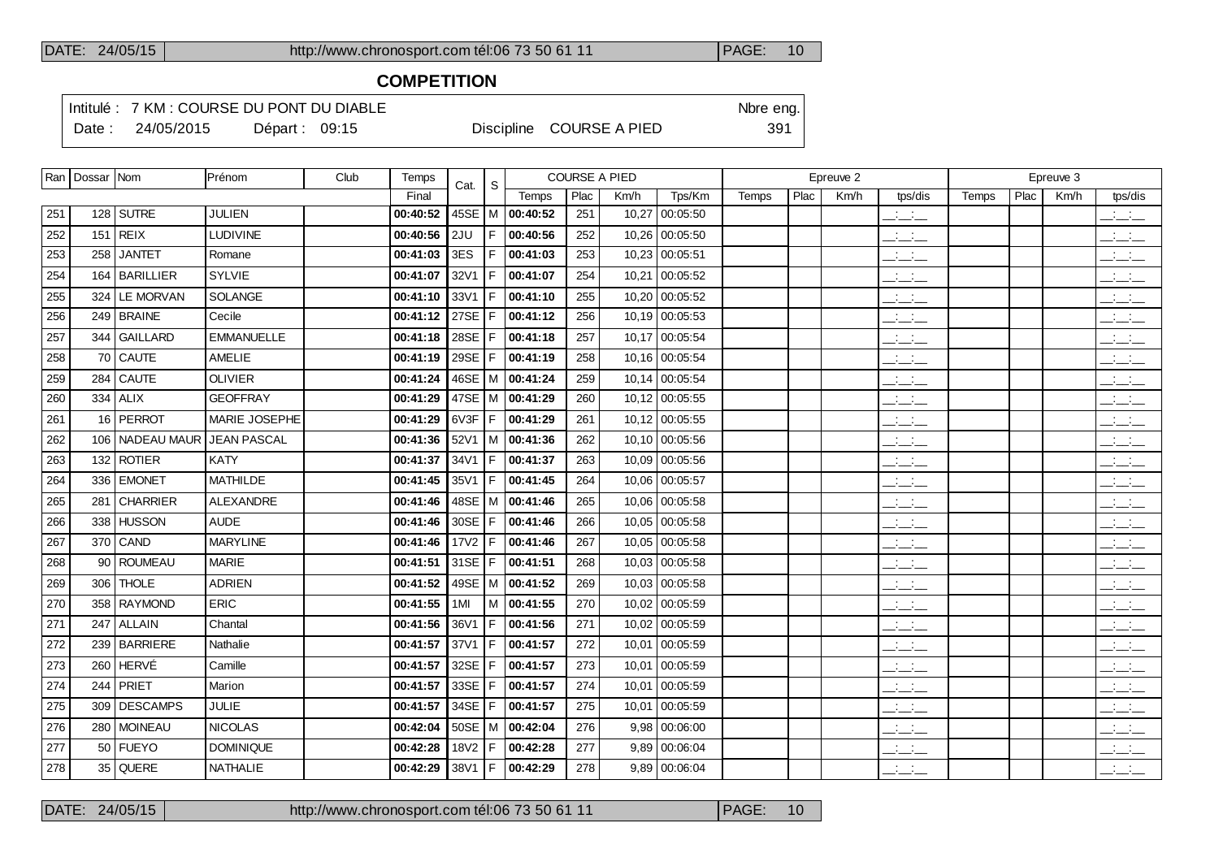## COMPETITION

Intitulé : 7 KM : COURSE DU PONT DU DIABLE — Nbre eng. 391

Date : 24/05/2015 — Départ : 09:15 — Discipline COURSE A PIED

| Ran | Dossar | Nom | Prénom | Club | Temps | Cat. | S | COURSE A PIED | | | | Epreuve 2 | | | | Epreuve 3 | | | |
|---|---|---|---|---|---|---|---|---|---|---|---|---|---|---|---|---|---|---|---|
| | | | | | Final | | | Temps | Plac | Km/h | Tps/Km | Temps | Plac | Km/h | tps/dis | Temps | Plac | Km/h | tps/dis |
| 251 | 128 | SUTRE | JULIEN | | 00:40:52 | 45SE | M | 00:40:52 | 251 | 10,27 | 00:05:50 | | | | __:__:__ | | | | __:__:__ |
| 252 | 151 | REIX | LUDIVINE | | 00:40:56 | 2JU | F | 00:40:56 | 252 | 10,26 | 00:05:50 | | | | __:__:__ | | | | __:__:__ |
| 253 | 258 | JANTET | Romane | | 00:41:03 | 3ES | F | 00:41:03 | 253 | 10,23 | 00:05:51 | | | | __:__:__ | | | | __:__:__ |
| 254 | 164 | BARILLIER | SYLVIE | | 00:41:07 | 32V1 | F | 00:41:07 | 254 | 10,21 | 00:05:52 | | | | __:__:__ | | | | __:__:__ |
| 255 | 324 | LE MORVAN | SOLANGE | | 00:41:10 | 33V1 | F | 00:41:10 | 255 | 10,20 | 00:05:52 | | | | __:__:__ | | | | __:__:__ |
| 256 | 249 | BRAINE | Cecile | | 00:41:12 | 27SE | F | 00:41:12 | 256 | 10,19 | 00:05:53 | | | | __:__:__ | | | | __:__:__ |
| 257 | 344 | GAILLARD | EMMANUELLE | | 00:41:18 | 28SE | F | 00:41:18 | 257 | 10,17 | 00:05:54 | | | | __:__:__ | | | | __:__:__ |
| 258 | 70 | CAUTE | AMELIE | | 00:41:19 | 29SE | F | 00:41:19 | 258 | 10,16 | 00:05:54 | | | | __:__:__ | | | | __:__:__ |
| 259 | 284 | CAUTE | OLIVIER | | 00:41:24 | 46SE | M | 00:41:24 | 259 | 10,14 | 00:05:54 | | | | __:__:__ | | | | __:__:__ |
| 260 | 334 | ALIX | GEOFFRAY | | 00:41:29 | 47SE | M | 00:41:29 | 260 | 10,12 | 00:05:55 | | | | __:__:__ | | | | __:__:__ |
| 261 | 16 | PERROT | MARIE JOSEPHE | | 00:41:29 | 6V3F | F | 00:41:29 | 261 | 10,12 | 00:05:55 | | | | __:__:__ | | | | __:__:__ |
| 262 | 106 | NADEAU MAUR | JEAN PASCAL | | 00:41:36 | 52V1 | M | 00:41:36 | 262 | 10,10 | 00:05:56 | | | | __:__:__ | | | | __:__:__ |
| 263 | 132 | ROTIER | KATY | | 00:41:37 | 34V1 | F | 00:41:37 | 263 | 10,09 | 00:05:56 | | | | __:__:__ | | | | __:__:__ |
| 264 | 336 | EMONET | MATHILDE | | 00:41:45 | 35V1 | F | 00:41:45 | 264 | 10,06 | 00:05:57 | | | | __:__:__ | | | | __:__:__ |
| 265 | 281 | CHARRIER | ALEXANDRE | | 00:41:46 | 48SE | M | 00:41:46 | 265 | 10,06 | 00:05:58 | | | | __:__:__ | | | | __:__:__ |
| 266 | 338 | HUSSON | AUDE | | 00:41:46 | 30SE | F | 00:41:46 | 266 | 10,05 | 00:05:58 | | | | __:__:__ | | | | __:__:__ |
| 267 | 370 | CAND | MARYLINE | | 00:41:46 | 17V2 | F | 00:41:46 | 267 | 10,05 | 00:05:58 | | | | __:__:__ | | | | __:__:__ |
| 268 | 90 | ROUMEAU | MARIE | | 00:41:51 | 31SE | F | 00:41:51 | 268 | 10,03 | 00:05:58 | | | | __:__:__ | | | | __:__:__ |
| 269 | 306 | THOLE | ADRIEN | | 00:41:52 | 49SE | M | 00:41:52 | 269 | 10,03 | 00:05:58 | | | | __:__:__ | | | | __:__:__ |
| 270 | 358 | RAYMOND | ERIC | | 00:41:55 | 1MI | M | 00:41:55 | 270 | 10,02 | 00:05:59 | | | | __:__:__ | | | | __:__:__ |
| 271 | 247 | ALLAIN | Chantal | | 00:41:56 | 36V1 | F | 00:41:56 | 271 | 10,02 | 00:05:59 | | | | __:__:__ | | | | __:__:__ |
| 272 | 239 | BARRIERE | Nathalie | | 00:41:57 | 37V1 | F | 00:41:57 | 272 | 10,01 | 00:05:59 | | | | __:__:__ | | | | __:__:__ |
| 273 | 260 | HERVÉ | Camille | | 00:41:57 | 32SE | F | 00:41:57 | 273 | 10,01 | 00:05:59 | | | | __:__:__ | | | | __:__:__ |
| 274 | 244 | PRIET | Marion | | 00:41:57 | 33SE | F | 00:41:57 | 274 | 10,01 | 00:05:59 | | | | __:__:__ | | | | __:__:__ |
| 275 | 309 | DESCAMPS | JULIE | | 00:41:57 | 34SE | F | 00:41:57 | 275 | 10,01 | 00:05:59 | | | | __:__:__ | | | | __:__:__ |
| 276 | 280 | MOINEAU | NICOLAS | | 00:42:04 | 50SE | M | 00:42:04 | 276 | 9,98 | 00:06:00 | | | | __:__:__ | | | | __:__:__ |
| 277 | 50 | FUEYO | DOMINIQUE | | 00:42:28 | 18V2 | F | 00:42:28 | 277 | 9,89 | 00:06:04 | | | | __:__:__ | | | | __:__:__ |
| 278 | 35 | QUERE | NATHALIE | | 00:42:29 | 38V1 | F | 00:42:29 | 278 | 9,89 | 00:06:04 | | | | __:__:__ | | | | __:__:__ |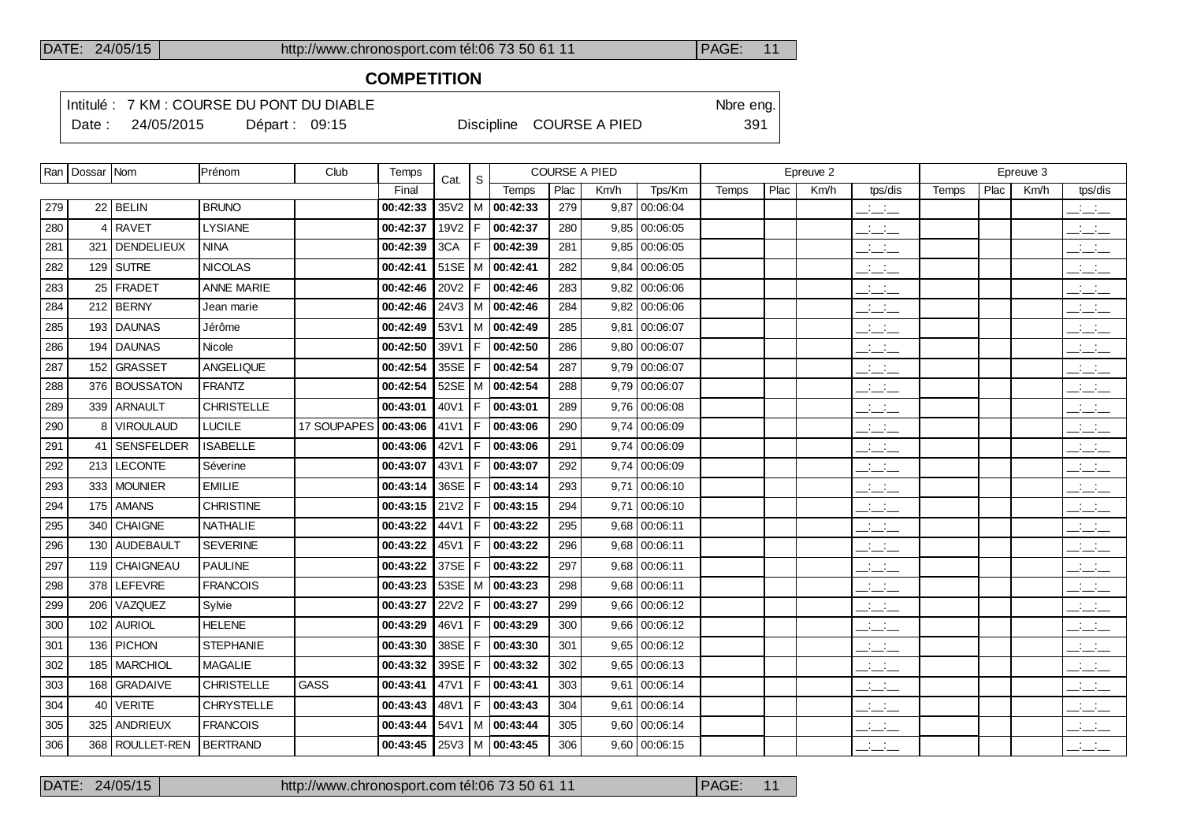## COMPETITION

Intitulé : 7 KM : COURSE DU PONT DU DIABLE — Nbre eng. 391

Date : 24/05/2015 — Départ : 09:15 — Discipline COURSE A PIED

| Ran | Dossar | Nom | Prénom | Club | Temps | Cat. | S | COURSE A PIED | | | | Epreuve 2 | | | | Epreuve 3 | | | |
|---|---|---|---|---|---|---|---|---|---|---|---|---|---|---|---|---|---|---|---|
| | | | | | Final | | | Temps | Plac | Km/h | Tps/Km | Temps | Plac | Km/h | tps/dis | Temps | Plac | Km/h | tps/dis |
| 279 | 22 | BELIN | BRUNO | | **00:42:33** | 35V2 | M | **00:42:33** | 279 | 9,87 | 00:06:04 | | | | __:__:__ | | | | __:__:__ |
| 280 | 4 | RAVET | LYSIANE | | **00:42:37** | 19V2 | F | **00:42:37** | 280 | 9,85 | 00:06:05 | | | | __:__:__ | | | | __:__:__ |
| 281 | 321 | DENDELIEUX | NINA | | **00:42:39** | 3CA | F | **00:42:39** | 281 | 9,85 | 00:06:05 | | | | __:__:__ | | | | __:__:__ |
| 282 | 129 | SUTRE | NICOLAS | | **00:42:41** | 51SE | M | **00:42:41** | 282 | 9,84 | 00:06:05 | | | | __:__:__ | | | | __:__:__ |
| 283 | 25 | FRADET | ANNE MARIE | | **00:42:46** | 20V2 | F | **00:42:46** | 283 | 9,82 | 00:06:06 | | | | __:__:__ | | | | __:__:__ |
| 284 | 212 | BERNY | Jean marie | | **00:42:46** | 24V3 | M | **00:42:46** | 284 | 9,82 | 00:06:06 | | | | __:__:__ | | | | __:__:__ |
| 285 | 193 | DAUNAS | Jérôme | | **00:42:49** | 53V1 | M | **00:42:49** | 285 | 9,81 | 00:06:07 | | | | __:__:__ | | | | __:__:__ |
| 286 | 194 | DAUNAS | Nicole | | **00:42:50** | 39V1 | F | **00:42:50** | 286 | 9,80 | 00:06:07 | | | | __:__:__ | | | | __:__:__ |
| 287 | 152 | GRASSET | ANGELIQUE | | **00:42:54** | 35SE | F | **00:42:54** | 287 | 9,79 | 00:06:07 | | | | __:__:__ | | | | __:__:__ |
| 288 | 376 | BOUSSATON | FRANTZ | | **00:42:54** | 52SE | M | **00:42:54** | 288 | 9,79 | 00:06:07 | | | | __:__:__ | | | | __:__:__ |
| 289 | 339 | ARNAULT | CHRISTELLE | | **00:43:01** | 40V1 | F | **00:43:01** | 289 | 9,76 | 00:06:08 | | | | __:__:__ | | | | __:__:__ |
| 290 | 8 | VIROULAUD | LUCILE | 17 SOUPAPES | **00:43:06** | 41V1 | F | **00:43:06** | 290 | 9,74 | 00:06:09 | | | | __:__:__ | | | | __:__:__ |
| 291 | 41 | SENSFELDER | ISABELLE | | **00:43:06** | 42V1 | F | **00:43:06** | 291 | 9,74 | 00:06:09 | | | | __:__:__ | | | | __:__:__ |
| 292 | 213 | LECONTE | Séverine | | **00:43:07** | 43V1 | F | **00:43:07** | 292 | 9,74 | 00:06:09 | | | | __:__:__ | | | | __:__:__ |
| 293 | 333 | MOUNIER | EMILIE | | **00:43:14** | 36SE | F | **00:43:14** | 293 | 9,71 | 00:06:10 | | | | __:__:__ | | | | __:__:__ |
| 294 | 175 | AMANS | CHRISTINE | | **00:43:15** | 21V2 | F | **00:43:15** | 294 | 9,71 | 00:06:10 | | | | __:__:__ | | | | __:__:__ |
| 295 | 340 | CHAIGNE | NATHALIE | | **00:43:22** | 44V1 | F | **00:43:22** | 295 | 9,68 | 00:06:11 | | | | __:__:__ | | | | __:__:__ |
| 296 | 130 | AUDEBAULT | SEVERINE | | **00:43:22** | 45V1 | F | **00:43:22** | 296 | 9,68 | 00:06:11 | | | | __:__:__ | | | | __:__:__ |
| 297 | 119 | CHAIGNEAU | PAULINE | | **00:43:22** | 37SE | F | **00:43:22** | 297 | 9,68 | 00:06:11 | | | | __:__:__ | | | | __:__:__ |
| 298 | 378 | LEFEVRE | FRANCOIS | | **00:43:23** | 53SE | M | **00:43:23** | 298 | 9,68 | 00:06:11 | | | | __:__:__ | | | | __:__:__ |
| 299 | 206 | VAZQUEZ | Sylvie | | **00:43:27** | 22V2 | F | **00:43:27** | 299 | 9,66 | 00:06:12 | | | | __:__:__ | | | | __:__:__ |
| 300 | 102 | AURIOL | HELENE | | **00:43:29** | 46V1 | F | **00:43:29** | 300 | 9,66 | 00:06:12 | | | | __:__:__ | | | | __:__:__ |
| 301 | 136 | PICHON | STEPHANIE | | **00:43:30** | 38SE | F | **00:43:30** | 301 | 9,65 | 00:06:12 | | | | __:__:__ | | | | __:__:__ |
| 302 | 185 | MARCHIOL | MAGALIE | | **00:43:32** | 39SE | F | **00:43:32** | 302 | 9,65 | 00:06:13 | | | | __:__:__ | | | | __:__:__ |
| 303 | 168 | GRADAIVE | CHRISTELLE | GASS | **00:43:41** | 47V1 | F | **00:43:41** | 303 | 9,61 | 00:06:14 | | | | __:__:__ | | | | __:__:__ |
| 304 | 40 | VERITE | CHRYSTELLE | | **00:43:43** | 48V1 | F | **00:43:43** | 304 | 9,61 | 00:06:14 | | | | __:__:__ | | | | __:__:__ |
| 305 | 325 | ANDRIEUX | FRANCOIS | | **00:43:44** | 54V1 | M | **00:43:44** | 305 | 9,60 | 00:06:14 | | | | __:__:__ | | | | __:__:__ |
| 306 | 368 | ROULLET-REN | BERTRAND | | **00:43:45** | 25V3 | M | **00:43:45** | 306 | 9,60 | 00:06:15 | | | | __:__:__ | | | | __:__:__ |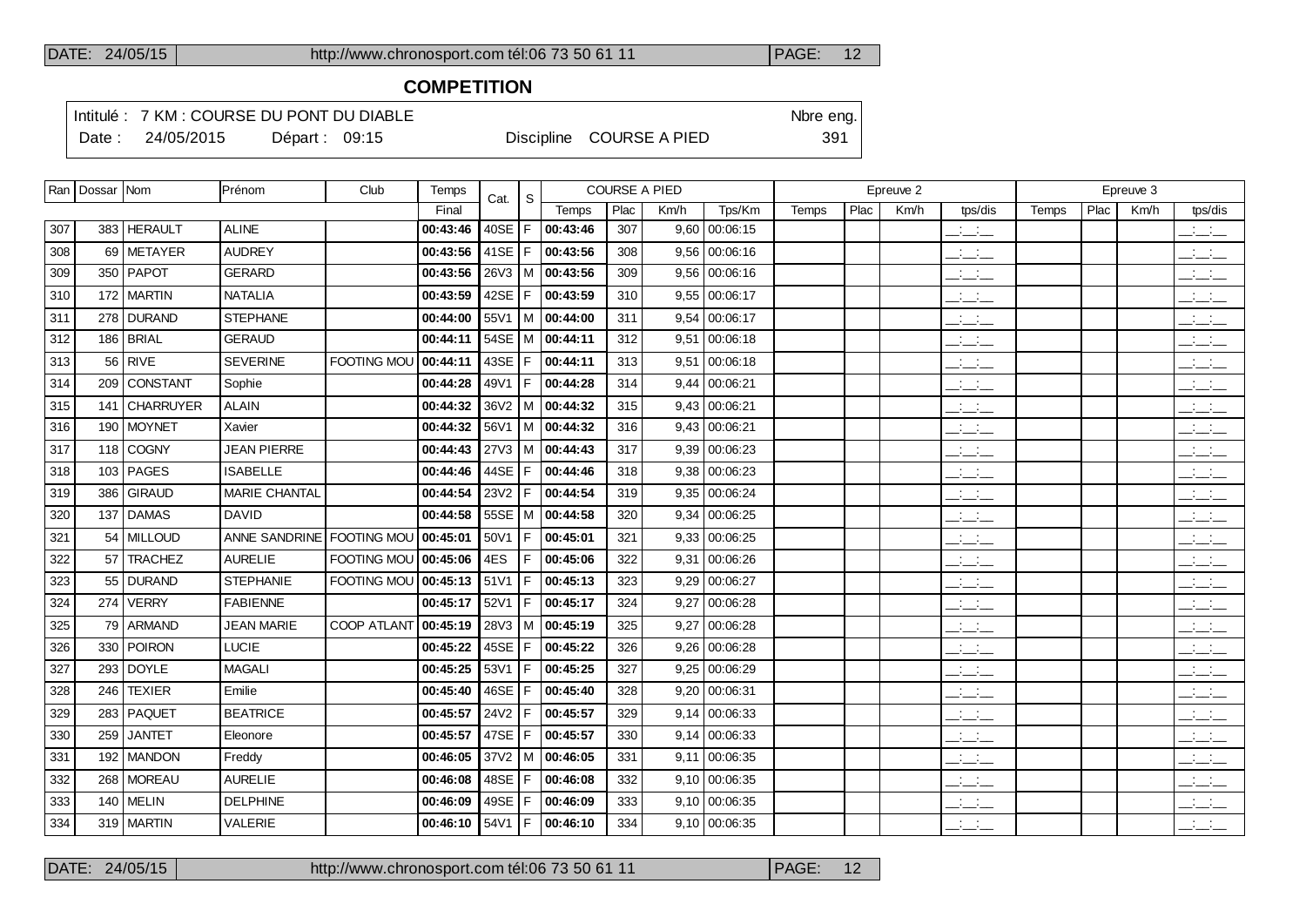## COMPETITION

Intitulé : 7 KM : COURSE DU PONT DU DIABLE

Date : 24/05/2015 Départ : 09:15 Discipline COURSE A PIED

Nbre eng. 391

| Ran | Dossar | Nom | Prénom | Club | Temps | Cat. | S | COURSE A PIED | | | | Epreuve 2 | | | | Epreuve 3 | | | |
|---|---|---|---|---|---|---|---|---|---|---|---|---|---|---|---|---|---|---|---|
| | | | | | Final | | | Temps | Plac | Km/h | Tps/Km | Temps | Plac | Km/h | tps/dis | Temps | Plac | Km/h | tps/dis |
| 307 | 383 | HERAULT | ALINE | | **00:43:46** | 40SE | F | **00:43:46** | 307 | 9,60 | 00:06:15 | | | | __:__:__ | | | | __:__:__ |
| 308 | 69 | METAYER | AUDREY | | **00:43:56** | 41SE | F | **00:43:56** | 308 | 9,56 | 00:06:16 | | | | __:__:__ | | | | __:__:__ |
| 309 | 350 | PAPOT | GERARD | | **00:43:56** | 26V3 | M | **00:43:56** | 309 | 9,56 | 00:06:16 | | | | __:__:__ | | | | __:__:__ |
| 310 | 172 | MARTIN | NATALIA | | **00:43:59** | 42SE | F | **00:43:59** | 310 | 9,55 | 00:06:17 | | | | __:__:__ | | | | __:__:__ |
| 311 | 278 | DURAND | STEPHANE | | **00:44:00** | 55V1 | M | **00:44:00** | 311 | 9,54 | 00:06:17 | | | | __:__:__ | | | | __:__:__ |
| 312 | 186 | BRIAL | GERAUD | | **00:44:11** | 54SE | M | **00:44:11** | 312 | 9,51 | 00:06:18 | | | | __:__:__ | | | | __:__:__ |
| 313 | 56 | RIVE | SEVERINE | FOOTING MOU | **00:44:11** | 43SE | F | **00:44:11** | 313 | 9,51 | 00:06:18 | | | | __:__:__ | | | | __:__:__ |
| 314 | 209 | CONSTANT | Sophie | | **00:44:28** | 49V1 | F | **00:44:28** | 314 | 9,44 | 00:06:21 | | | | __:__:__ | | | | __:__:__ |
| 315 | 141 | CHARRUYER | ALAIN | | **00:44:32** | 36V2 | M | **00:44:32** | 315 | 9,43 | 00:06:21 | | | | __:__:__ | | | | __:__:__ |
| 316 | 190 | MOYNET | Xavier | | **00:44:32** | 56V1 | M | **00:44:32** | 316 | 9,43 | 00:06:21 | | | | __:__:__ | | | | __:__:__ |
| 317 | 118 | COGNY | JEAN PIERRE | | **00:44:43** | 27V3 | M | **00:44:43** | 317 | 9,39 | 00:06:23 | | | | __:__:__ | | | | __:__:__ |
| 318 | 103 | PAGES | ISABELLE | | **00:44:46** | 44SE | F | **00:44:46** | 318 | 9,38 | 00:06:23 | | | | __:__:__ | | | | __:__:__ |
| 319 | 386 | GIRAUD | MARIE CHANTAL | | **00:44:54** | 23V2 | F | **00:44:54** | 319 | 9,35 | 00:06:24 | | | | __:__:__ | | | | __:__:__ |
| 320 | 137 | DAMAS | DAVID | | **00:44:58** | 55SE | M | **00:44:58** | 320 | 9,34 | 00:06:25 | | | | __:__:__ | | | | __:__:__ |
| 321 | 54 | MILLOUD | ANNE SANDRINE | FOOTING MOU | **00:45:01** | 50V1 | F | **00:45:01** | 321 | 9,33 | 00:06:25 | | | | __:__:__ | | | | __:__:__ |
| 322 | 57 | TRACHEZ | AURELIE | FOOTING MOU | **00:45:06** | 4ES | F | **00:45:06** | 322 | 9,31 | 00:06:26 | | | | __:__:__ | | | | __:__:__ |
| 323 | 55 | DURAND | STEPHANIE | FOOTING MOU | **00:45:13** | 51V1 | F | **00:45:13** | 323 | 9,29 | 00:06:27 | | | | __:__:__ | | | | __:__:__ |
| 324 | 274 | VERRY | FABIENNE | | **00:45:17** | 52V1 | F | **00:45:17** | 324 | 9,27 | 00:06:28 | | | | __:__:__ | | | | __:__:__ |
| 325 | 79 | ARMAND | JEAN MARIE | COOP ATLANT | **00:45:19** | 28V3 | M | **00:45:19** | 325 | 9,27 | 00:06:28 | | | | __:__:__ | | | | __:__:__ |
| 326 | 330 | POIRON | LUCIE | | **00:45:22** | 45SE | F | **00:45:22** | 326 | 9,26 | 00:06:28 | | | | __:__:__ | | | | __:__:__ |
| 327 | 293 | DOYLE | MAGALI | | **00:45:25** | 53V1 | F | **00:45:25** | 327 | 9,25 | 00:06:29 | | | | __:__:__ | | | | __:__:__ |
| 328 | 246 | TEXIER | Emilie | | **00:45:40** | 46SE | F | **00:45:40** | 328 | 9,20 | 00:06:31 | | | | __:__:__ | | | | __:__:__ |
| 329 | 283 | PAQUET | BEATRICE | | **00:45:57** | 24V2 | F | **00:45:57** | 329 | 9,14 | 00:06:33 | | | | __:__:__ | | | | __:__:__ |
| 330 | 259 | JANTET | Eleonore | | **00:45:57** | 47SE | F | **00:45:57** | 330 | 9,14 | 00:06:33 | | | | __:__:__ | | | | __:__:__ |
| 331 | 192 | MANDON | Freddy | | **00:46:05** | 37V2 | M | **00:46:05** | 331 | 9,11 | 00:06:35 | | | | __:__:__ | | | | __:__:__ |
| 332 | 268 | MOREAU | AURELIE | | **00:46:08** | 48SE | F | **00:46:08** | 332 | 9,10 | 00:06:35 | | | | __:__:__ | | | | __:__:__ |
| 333 | 140 | MELIN | DELPHINE | | **00:46:09** | 49SE | F | **00:46:09** | 333 | 9,10 | 00:06:35 | | | | __:__:__ | | | | __:__:__ |
| 334 | 319 | MARTIN | VALERIE | | **00:46:10** | 54V1 | F | **00:46:10** | 334 | 9,10 | 00:06:35 | | | | __:__:__ | | | | __:__:__ |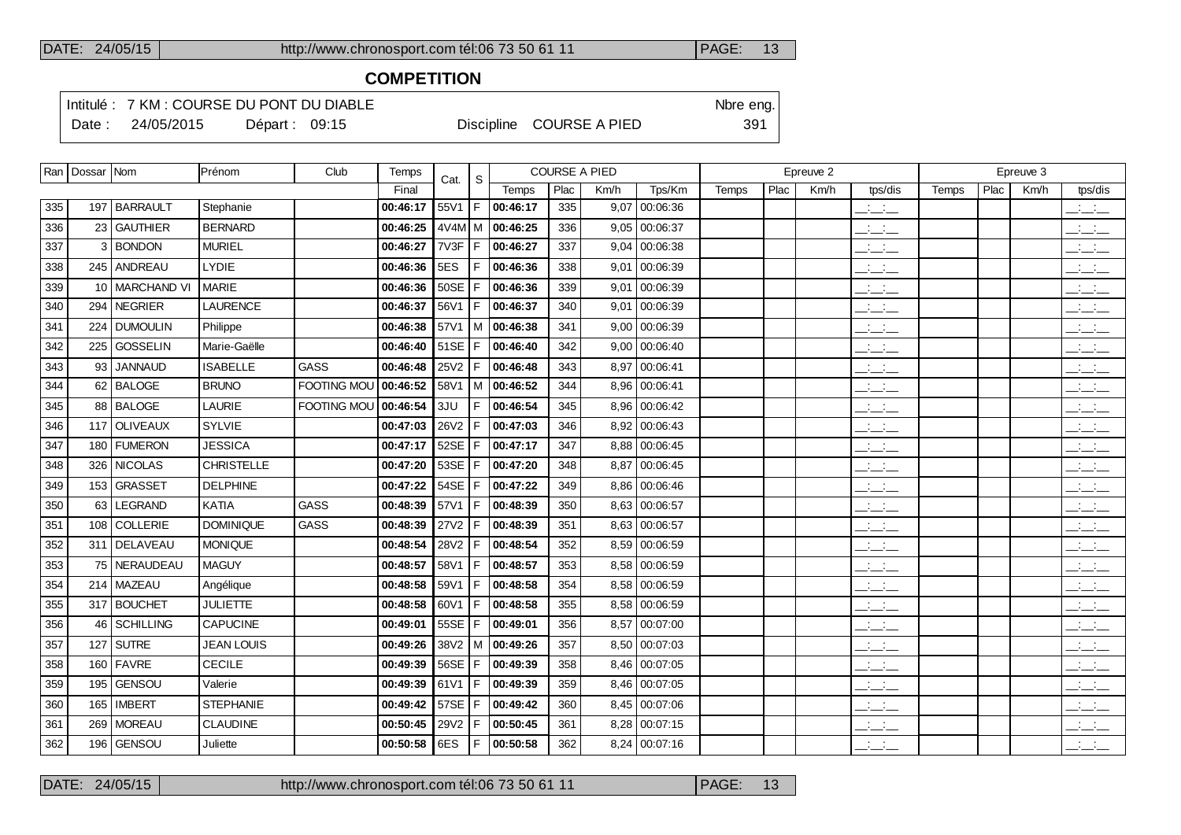## COMPETITION

Intitulé : 7 KM : COURSE DU PONT DU DIABLE

Date : 24/05/2015 Départ : 09:15

Discipline COURSE A PIED

Nbre eng. 391

| Ran | Dossar | Nom | Prénom | Club | Temps | Cat. | S | COURSE A PIED | | | | Epreuve 2 | | | | Epreuve 3 | | | |
|---|---|---|---|---|---|---|---|---|---|---|---|---|---|---|---|---|---|---|---|
| | | | | | Final | | | Temps | Plac | Km/h | Tps/Km | Temps | Plac | Km/h | tps/dis | Temps | Plac | Km/h | tps/dis |
| 335 | 197 | BARRAULT | Stephanie | | 00:46:17 | 55V1 | F | 00:46:17 | 335 | 9,07 | 00:06:36 | | | | __:__:__ | | | | __:__:__ |
| 336 | 23 | GAUTHIER | BERNARD | | 00:46:25 | 4V4M | M | 00:46:25 | 336 | 9,05 | 00:06:37 | | | | __:__:__ | | | | __:__:__ |
| 337 | 3 | BONDON | MURIEL | | 00:46:27 | 7V3F | F | 00:46:27 | 337 | 9,04 | 00:06:38 | | | | __:__:__ | | | | __:__:__ |
| 338 | 245 | ANDREAU | LYDIE | | 00:46:36 | 5ES | F | 00:46:36 | 338 | 9,01 | 00:06:39 | | | | __:__:__ | | | | __:__:__ |
| 339 | 10 | MARCHAND VI | MARIE | | 00:46:36 | 50SE | F | 00:46:36 | 339 | 9,01 | 00:06:39 | | | | __:__:__ | | | | __:__:__ |
| 340 | 294 | NEGRIER | LAURENCE | | 00:46:37 | 56V1 | F | 00:46:37 | 340 | 9,01 | 00:06:39 | | | | __:__:__ | | | | __:__:__ |
| 341 | 224 | DUMOULIN | Philippe | | 00:46:38 | 57V1 | M | 00:46:38 | 341 | 9,00 | 00:06:39 | | | | __:__:__ | | | | __:__:__ |
| 342 | 225 | GOSSELIN | Marie-Gaëlle | | 00:46:40 | 51SE | F | 00:46:40 | 342 | 9,00 | 00:06:40 | | | | __:__:__ | | | | __:__:__ |
| 343 | 93 | JANNAUD | ISABELLE | GASS | 00:46:48 | 25V2 | F | 00:46:48 | 343 | 8,97 | 00:06:41 | | | | __:__:__ | | | | __:__:__ |
| 344 | 62 | BALOGE | BRUNO | FOOTING MOU | 00:46:52 | 58V1 | M | 00:46:52 | 344 | 8,96 | 00:06:41 | | | | __:__:__ | | | | __:__:__ |
| 345 | 88 | BALOGE | LAURIE | FOOTING MOU | 00:46:54 | 3JU | F | 00:46:54 | 345 | 8,96 | 00:06:42 | | | | __:__:__ | | | | __:__:__ |
| 346 | 117 | OLIVEAUX | SYLVIE | | 00:47:03 | 26V2 | F | 00:47:03 | 346 | 8,92 | 00:06:43 | | | | __:__:__ | | | | __:__:__ |
| 347 | 180 | FUMERON | JESSICA | | 00:47:17 | 52SE | F | 00:47:17 | 347 | 8,88 | 00:06:45 | | | | __:__:__ | | | | __:__:__ |
| 348 | 326 | NICOLAS | CHRISTELLE | | 00:47:20 | 53SE | F | 00:47:20 | 348 | 8,87 | 00:06:45 | | | | __:__:__ | | | | __:__:__ |
| 349 | 153 | GRASSET | DELPHINE | | 00:47:22 | 54SE | F | 00:47:22 | 349 | 8,86 | 00:06:46 | | | | __:__:__ | | | | __:__:__ |
| 350 | 63 | LEGRAND | KATIA | GASS | 00:48:39 | 57V1 | F | 00:48:39 | 350 | 8,63 | 00:06:57 | | | | __:__:__ | | | | __:__:__ |
| 351 | 108 | COLLERIE | DOMINIQUE | GASS | 00:48:39 | 27V2 | F | 00:48:39 | 351 | 8,63 | 00:06:57 | | | | __:__:__ | | | | __:__:__ |
| 352 | 311 | DELAVEAU | MONIQUE | | 00:48:54 | 28V2 | F | 00:48:54 | 352 | 8,59 | 00:06:59 | | | | __:__:__ | | | | __:__:__ |
| 353 | 75 | NERAUDEAU | MAGUY | | 00:48:57 | 58V1 | F | 00:48:57 | 353 | 8,58 | 00:06:59 | | | | __:__:__ | | | | __:__:__ |
| 354 | 214 | MAZEAU | Angélique | | 00:48:58 | 59V1 | F | 00:48:58 | 354 | 8,58 | 00:06:59 | | | | __:__:__ | | | | __:__:__ |
| 355 | 317 | BOUCHET | JULIETTE | | 00:48:58 | 60V1 | F | 00:48:58 | 355 | 8,58 | 00:06:59 | | | | __:__:__ | | | | __:__:__ |
| 356 | 46 | SCHILLING | CAPUCINE | | 00:49:01 | 55SE | F | 00:49:01 | 356 | 8,57 | 00:07:00 | | | | __:__:__ | | | | __:__:__ |
| 357 | 127 | SUTRE | JEAN LOUIS | | 00:49:26 | 38V2 | M | 00:49:26 | 357 | 8,50 | 00:07:03 | | | | __:__:__ | | | | __:__:__ |
| 358 | 160 | FAVRE | CECILE | | 00:49:39 | 56SE | F | 00:49:39 | 358 | 8,46 | 00:07:05 | | | | __:__:__ | | | | __:__:__ |
| 359 | 195 | GENSOU | Valerie | | 00:49:39 | 61V1 | F | 00:49:39 | 359 | 8,46 | 00:07:05 | | | | __:__:__ | | | | __:__:__ |
| 360 | 165 | IMBERT | STEPHANIE | | 00:49:42 | 57SE | F | 00:49:42 | 360 | 8,45 | 00:07:06 | | | | __:__:__ | | | | __:__:__ |
| 361 | 269 | MOREAU | CLAUDINE | | 00:50:45 | 29V2 | F | 00:50:45 | 361 | 8,28 | 00:07:15 | | | | __:__:__ | | | | __:__:__ |
| 362 | 196 | GENSOU | Juliette | | 00:50:58 | 6ES | F | 00:50:58 | 362 | 8,24 | 00:07:16 | | | | __:__:__ | | | | __:__:__ |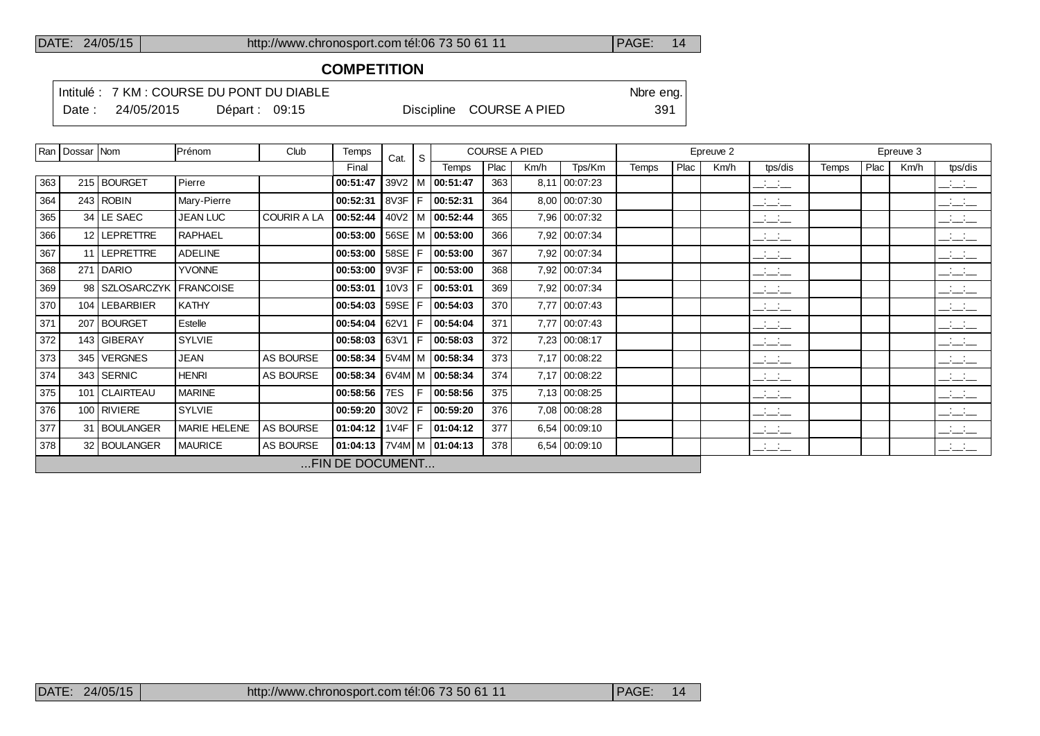## COMPETITION

Intitulé : 7 KM : COURSE DU PONT DU DIABLE — Nbre eng. 391

Date : 24/05/2015 — Départ : 09:15 — Discipline COURSE A PIED

| Ran | Dossar | Nom | Prénom | Club | Temps | Cat. | S | COURSE A PIED | | | | Epreuve 2 | | | | Epreuve 3 | | | |
|---|---|---|---|---|---|---|---|---|---|---|---|---|---|---|---|---|---|---|---|
| | | | | | Final | | | Temps | Plac | Km/h | Tps/Km | Temps | Plac | Km/h | tps/dis | Temps | Plac | Km/h | tps/dis |
| 363 | 215 | BOURGET | Pierre | | 00:51:47 | 39V2 | M | 00:51:47 | 363 | 8,11 | 00:07:23 | | | | __:__:__ | | | | __:__:__ |
| 364 | 243 | ROBIN | Mary-Pierre | | 00:52:31 | 8V3F | F | 00:52:31 | 364 | 8,00 | 00:07:30 | | | | __:__:__ | | | | __:__:__ |
| 365 | 34 | LE SAEC | JEAN LUC | COURIR A LA | 00:52:44 | 40V2 | M | 00:52:44 | 365 | 7,96 | 00:07:32 | | | | __:__:__ | | | | __:__:__ |
| 366 | 12 | LEPRETTRE | RAPHAEL | | 00:53:00 | 56SE | M | 00:53:00 | 366 | 7,92 | 00:07:34 | | | | __:__:__ | | | | __:__:__ |
| 367 | 11 | LEPRETTRE | ADELINE | | 00:53:00 | 58SE | F | 00:53:00 | 367 | 7,92 | 00:07:34 | | | | __:__:__ | | | | __:__:__ |
| 368 | 271 | DARIO | YVONNE | | 00:53:00 | 9V3F | F | 00:53:00 | 368 | 7,92 | 00:07:34 | | | | __:__:__ | | | | __:__:__ |
| 369 | 98 | SZLOSARCZYK | FRANCOISE | | 00:53:01 | 10V3 | F | 00:53:01 | 369 | 7,92 | 00:07:34 | | | | __:__:__ | | | | __:__:__ |
| 370 | 104 | LEBARBIER | KATHY | | 00:54:03 | 59SE | F | 00:54:03 | 370 | 7,77 | 00:07:43 | | | | __:__:__ | | | | __:__:__ |
| 371 | 207 | BOURGET | Estelle | | 00:54:04 | 62V1 | F | 00:54:04 | 371 | 7,77 | 00:07:43 | | | | __:__:__ | | | | __:__:__ |
| 372 | 143 | GIBERAY | SYLVIE | | 00:58:03 | 63V1 | F | 00:58:03 | 372 | 7,23 | 00:08:17 | | | | __:__:__ | | | | __:__:__ |
| 373 | 345 | VERGNES | JEAN | AS BOURSE | 00:58:34 | 5V4M | M | 00:58:34 | 373 | 7,17 | 00:08:22 | | | | __:__:__ | | | | __:__:__ |
| 374 | 343 | SERNIC | HENRI | AS BOURSE | 00:58:34 | 6V4M | M | 00:58:34 | 374 | 7,17 | 00:08:22 | | | | __:__:__ | | | | __:__:__ |
| 375 | 101 | CLAIRTEAU | MARINE | | 00:58:56 | 7ES | F | 00:58:56 | 375 | 7,13 | 00:08:25 | | | | __:__:__ | | | | __:__:__ |
| 376 | 100 | RIVIERE | SYLVIE | | 00:59:20 | 30V2 | F | 00:59:20 | 376 | 7,08 | 00:08:28 | | | | __:__:__ | | | | __:__:__ |
| 377 | 31 | BOULANGER | MARIE HELENE | AS BOURSE | 01:04:12 | 1V4F | F | 01:04:12 | 377 | 6,54 | 00:09:10 | | | | __:__:__ | | | | __:__:__ |
| 378 | 32 | BOULANGER | MAURICE | AS BOURSE | 01:04:13 | 7V4M | M | 01:04:13 | 378 | 6,54 | 00:09:10 | | | | __:__:__ | | | | __:__:__ |

...FIN DE DOCUMENT...